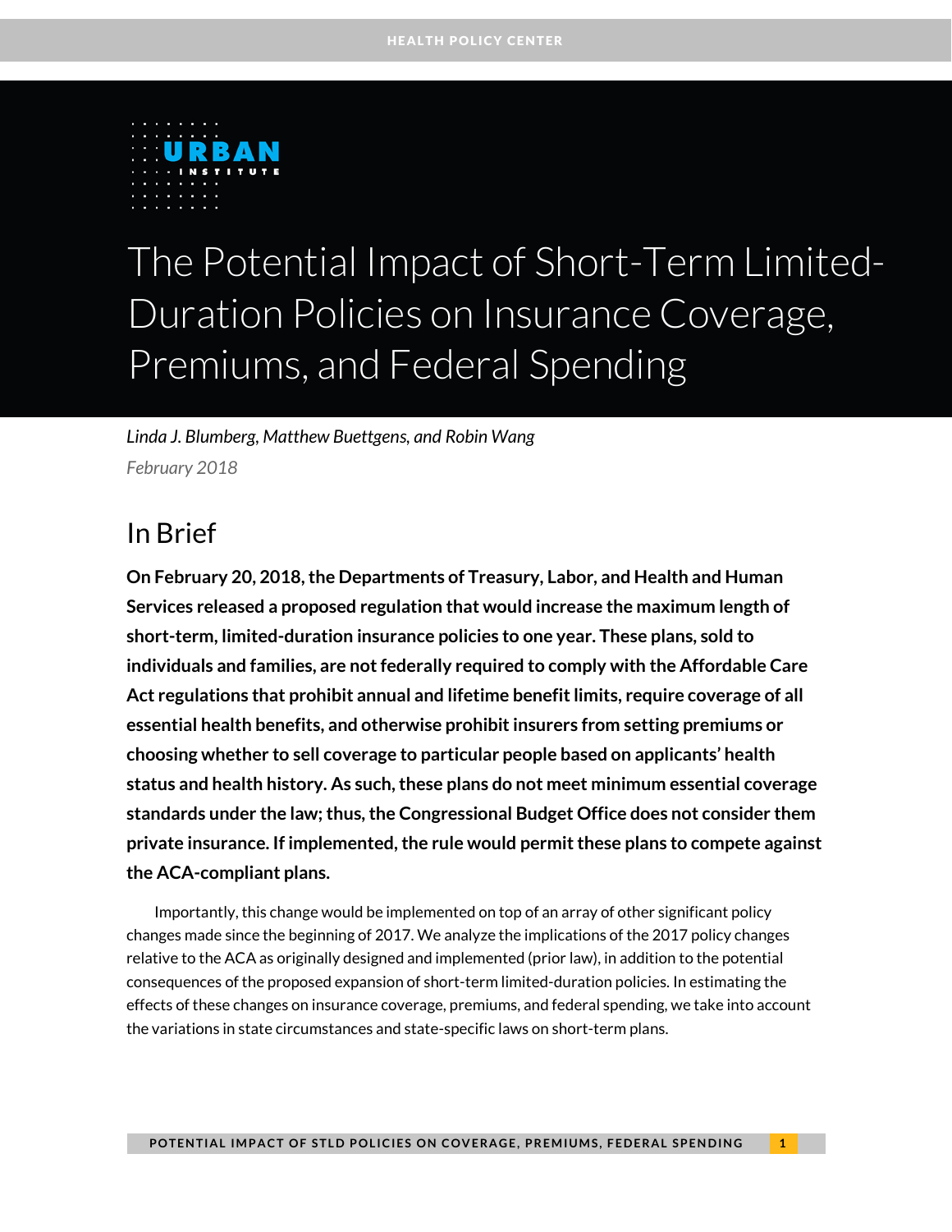HEALTH POLICY CENTER

URBAN INSTITUTE

# The Potential Impact of Short-Term Limited-Duration Policies on Insurance Coverage, Premiums, and Federal Spending

*Linda J. Blumberg, Matthew Buettgens, and Robin Wang*

*February 2018*

## In Brief

**On February 20, 2018, the Departments of Treasury, Labor, and Health and Human Services released a proposed regulation that would increase the maximum length of short-term, limited-duration insurance policies to one year. These plans, sold to individuals and families, are not federally required to comply with the Affordable Care Act regulations that prohibit annual and lifetime benefit limits, require coverage of all essential health benefits, and otherwise prohibit insurers from setting premiums or choosing whether to sell coverage to particular people based on applicants' health status and health history. As such, these plans do not meet minimum essential coverage standards under the law; thus, the Congressional Budget Office does not consider them private insurance. If implemented, the rule would permit these plans to compete against the ACA-compliant plans.**

Importantly, this change would be implemented on top of an array of other significant policy changes made since the beginning of 2017. We analyze the implications of the 2017 policy changes relative to the ACA as originally designed and implemented (prior law), in addition to the potential consequences of the proposed expansion of short-term limited-duration policies. In estimating the effects of these changes on insurance coverage, premiums, and federal spending, we take into account the variations in state circumstances and state-specific laws on short-term plans.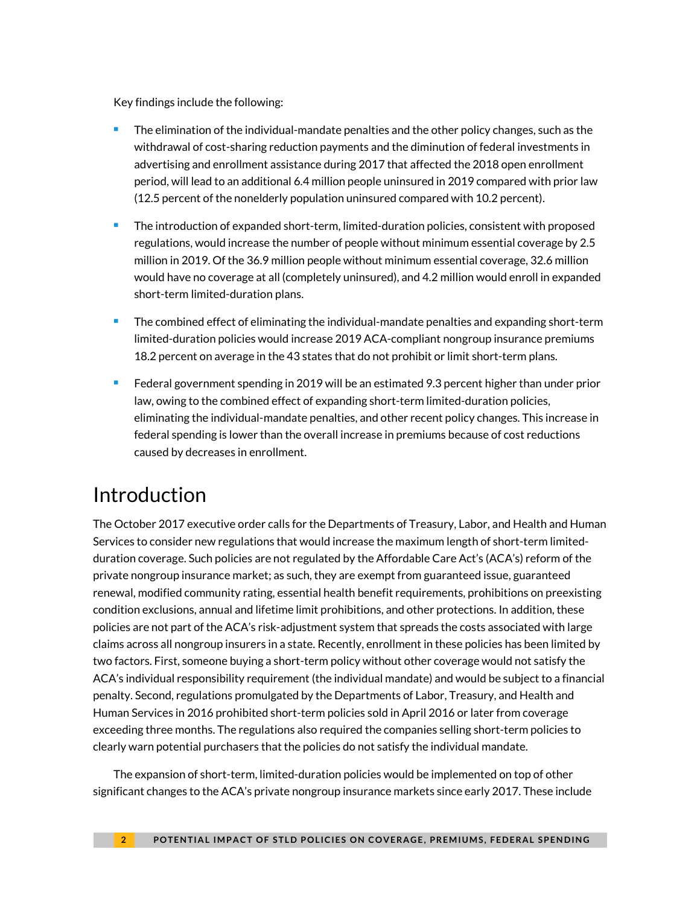Key findings include the following:

- The elimination of the individual-mandate penalties and the other policy changes, such as the withdrawal of cost-sharing reduction payments and the diminution of federal investments in advertising and enrollment assistance during 2017 that affected the 2018 open enrollment period, will lead to an additional 6.4 million people uninsured in 2019 compared with prior law (12.5 percent of the nonelderly population uninsured compared with 10.2 percent).
- The introduction of expanded short-term, limited-duration policies, consistent with proposed regulations, would increase the number of people without minimum essential coverage by 2.5 million in 2019. Of the 36.9 million people without minimum essential coverage, 32.6 million would have no coverage at all (completely uninsured), and 4.2 million would enroll in expanded short-term limited-duration plans.
- The combined effect of eliminating the individual-mandate penalties and expanding short-term limited-duration policies would increase 2019 ACA-compliant nongroup insurance premiums 18.2 percent on average in the 43 states that do not prohibit or limit short-term plans.
- Federal government spending in 2019 will be an estimated 9.3 percent higher than under prior law, owing to the combined effect of expanding short-term limited-duration policies, eliminating the individual-mandate penalties, and other recent policy changes. This increase in federal spending is lower than the overall increase in premiums because of cost reductions caused by decreases in enrollment.

# Introduction

The October 2017 executive order calls for the Departments of Treasury, Labor, and Health and Human Services to consider new regulations that would increase the maximum length of short-term limited-duration coverage. Such policies are not regulated by the Affordable Care Act's (ACA's) reform of the private nongroup insurance market; as such, they are exempt from guaranteed issue, guaranteed renewal, modified community rating, essential health benefit requirements, prohibitions on preexisting condition exclusions, annual and lifetime limit prohibitions, and other protections. In addition, these policies are not part of the ACA's risk-adjustment system that spreads the costs associated with large claims across all nongroup insurers in a state. Recently, enrollment in these policies has been limited by two factors. First, someone buying a short-term policy without other coverage would not satisfy the ACA's individual responsibility requirement (the individual mandate) and would be subject to a financial penalty. Second, regulations promulgated by the Departments of Labor, Treasury, and Health and Human Services in 2016 prohibited short-term policies sold in April 2016 or later from coverage exceeding three months. The regulations also required the companies selling short-term policies to clearly warn potential purchasers that the policies do not satisfy the individual mandate.

The expansion of short-term, limited-duration policies would be implemented on top of other significant changes to the ACA's private nongroup insurance markets since early 2017. These include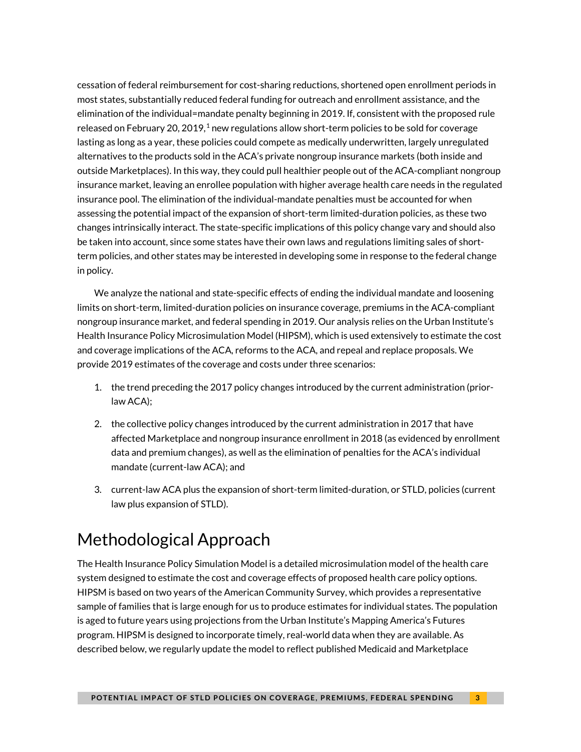cessation of federal reimbursement for cost-sharing reductions, shortened open enrollment periods in most states, substantially reduced federal funding for outreach and enrollment assistance, and the elimination of the individual=mandate penalty beginning in 2019. If, consistent with the proposed rule released on February 20, 2019,[1] new regulations allow short-term policies to be sold for coverage lasting as long as a year, these policies could compete as medically underwritten, largely unregulated alternatives to the products sold in the ACA's private nongroup insurance markets (both inside and outside Marketplaces). In this way, they could pull healthier people out of the ACA-compliant nongroup insurance market, leaving an enrollee population with higher average health care needs in the regulated insurance pool. The elimination of the individual-mandate penalties must be accounted for when assessing the potential impact of the expansion of short-term limited-duration policies, as these two changes intrinsically interact. The state-specific implications of this policy change vary and should also be taken into account, since some states have their own laws and regulations limiting sales of short-term policies, and other states may be interested in developing some in response to the federal change in policy.

We analyze the national and state-specific effects of ending the individual mandate and loosening limits on short-term, limited-duration policies on insurance coverage, premiums in the ACA-compliant nongroup insurance market, and federal spending in 2019. Our analysis relies on the Urban Institute's Health Insurance Policy Microsimulation Model (HIPSM), which is used extensively to estimate the cost and coverage implications of the ACA, reforms to the ACA, and repeal and replace proposals. We provide 2019 estimates of the coverage and costs under three scenarios:

1. the trend preceding the 2017 policy changes introduced by the current administration (prior-law ACA);
2. the collective policy changes introduced by the current administration in 2017 that have affected Marketplace and nongroup insurance enrollment in 2018 (as evidenced by enrollment data and premium changes), as well as the elimination of penalties for the ACA's individual mandate (current-law ACA); and
3. current-law ACA plus the expansion of short-term limited-duration, or STLD, policies (current law plus expansion of STLD).

# Methodological Approach

The Health Insurance Policy Simulation Model is a detailed microsimulation model of the health care system designed to estimate the cost and coverage effects of proposed health care policy options. HIPSM is based on two years of the American Community Survey, which provides a representative sample of families that is large enough for us to produce estimates for individual states. The population is aged to future years using projections from the Urban Institute's Mapping America's Futures program. HIPSM is designed to incorporate timely, real-world data when they are available. As described below, we regularly update the model to reflect published Medicaid and Marketplace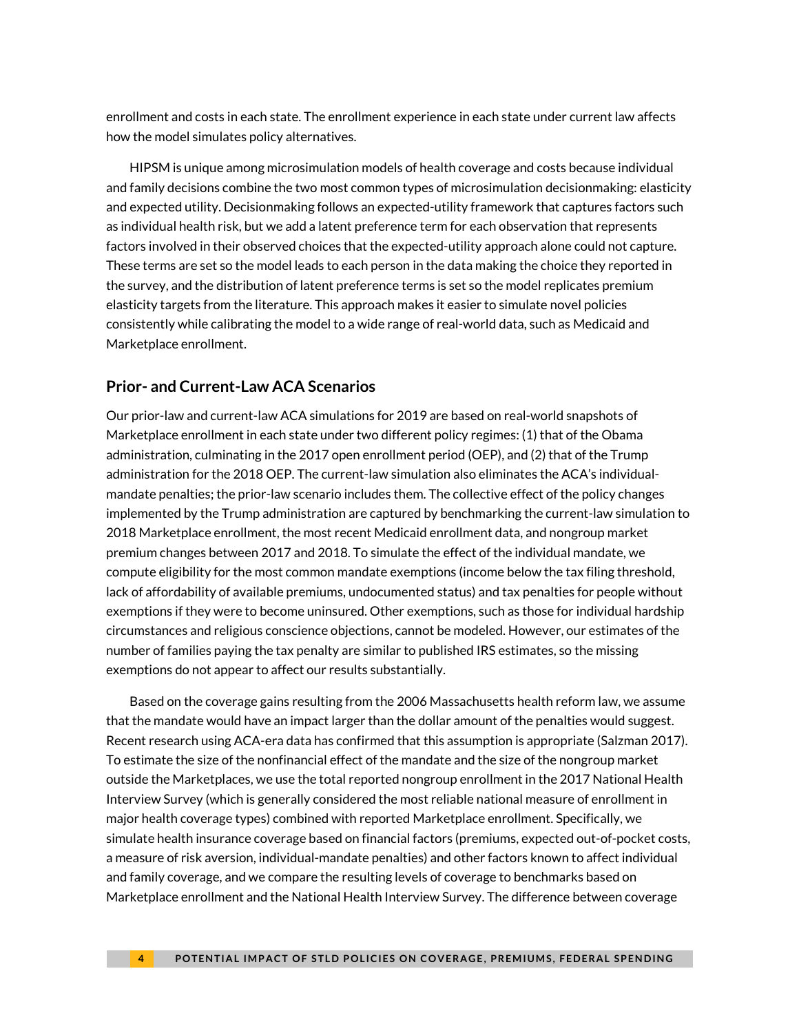enrollment and costs in each state. The enrollment experience in each state under current law affects how the model simulates policy alternatives.

HIPSM is unique among microsimulation models of health coverage and costs because individual and family decisions combine the two most common types of microsimulation decisionmaking: elasticity and expected utility. Decisionmaking follows an expected-utility framework that captures factors such as individual health risk, but we add a latent preference term for each observation that represents factors involved in their observed choices that the expected-utility approach alone could not capture. These terms are set so the model leads to each person in the data making the choice they reported in the survey, and the distribution of latent preference terms is set so the model replicates premium elasticity targets from the literature. This approach makes it easier to simulate novel policies consistently while calibrating the model to a wide range of real-world data, such as Medicaid and Marketplace enrollment.

## Prior- and Current-Law ACA Scenarios

Our prior-law and current-law ACA simulations for 2019 are based on real-world snapshots of Marketplace enrollment in each state under two different policy regimes: (1) that of the Obama administration, culminating in the 2017 open enrollment period (OEP), and (2) that of the Trump administration for the 2018 OEP. The current-law simulation also eliminates the ACA's individual-mandate penalties; the prior-law scenario includes them. The collective effect of the policy changes implemented by the Trump administration are captured by benchmarking the current-law simulation to 2018 Marketplace enrollment, the most recent Medicaid enrollment data, and nongroup market premium changes between 2017 and 2018. To simulate the effect of the individual mandate, we compute eligibility for the most common mandate exemptions (income below the tax filing threshold, lack of affordability of available premiums, undocumented status) and tax penalties for people without exemptions if they were to become uninsured. Other exemptions, such as those for individual hardship circumstances and religious conscience objections, cannot be modeled. However, our estimates of the number of families paying the tax penalty are similar to published IRS estimates, so the missing exemptions do not appear to affect our results substantially.

Based on the coverage gains resulting from the 2006 Massachusetts health reform law, we assume that the mandate would have an impact larger than the dollar amount of the penalties would suggest. Recent research using ACA-era data has confirmed that this assumption is appropriate (Salzman 2017). To estimate the size of the nonfinancial effect of the mandate and the size of the nongroup market outside the Marketplaces, we use the total reported nongroup enrollment in the 2017 National Health Interview Survey (which is generally considered the most reliable national measure of enrollment in major health coverage types) combined with reported Marketplace enrollment. Specifically, we simulate health insurance coverage based on financial factors (premiums, expected out-of-pocket costs, a measure of risk aversion, individual-mandate penalties) and other factors known to affect individual and family coverage, and we compare the resulting levels of coverage to benchmarks based on Marketplace enrollment and the National Health Interview Survey. The difference between coverage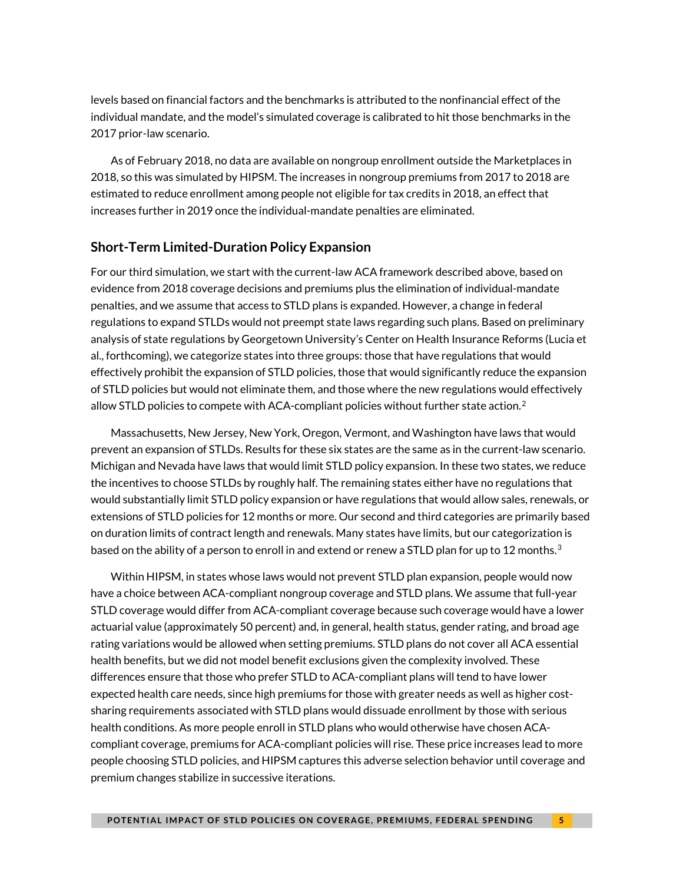levels based on financial factors and the benchmarks is attributed to the nonfinancial effect of the individual mandate, and the model's simulated coverage is calibrated to hit those benchmarks in the 2017 prior-law scenario.

As of February 2018, no data are available on nongroup enrollment outside the Marketplaces in 2018, so this was simulated by HIPSM. The increases in nongroup premiums from 2017 to 2018 are estimated to reduce enrollment among people not eligible for tax credits in 2018, an effect that increases further in 2019 once the individual-mandate penalties are eliminated.

## Short-Term Limited-Duration Policy Expansion

For our third simulation, we start with the current-law ACA framework described above, based on evidence from 2018 coverage decisions and premiums plus the elimination of individual-mandate penalties, and we assume that access to STLD plans is expanded. However, a change in federal regulations to expand STLDs would not preempt state laws regarding such plans. Based on preliminary analysis of state regulations by Georgetown University's Center on Health Insurance Reforms (Lucia et al., forthcoming), we categorize states into three groups: those that have regulations that would effectively prohibit the expansion of STLD policies, those that would significantly reduce the expansion of STLD policies but would not eliminate them, and those where the new regulations would effectively allow STLD policies to compete with ACA-compliant policies without further state action.[2]

Massachusetts, New Jersey, New York, Oregon, Vermont, and Washington have laws that would prevent an expansion of STLDs. Results for these six states are the same as in the current-law scenario. Michigan and Nevada have laws that would limit STLD policy expansion. In these two states, we reduce the incentives to choose STLDs by roughly half. The remaining states either have no regulations that would substantially limit STLD policy expansion or have regulations that would allow sales, renewals, or extensions of STLD policies for 12 months or more. Our second and third categories are primarily based on duration limits of contract length and renewals. Many states have limits, but our categorization is based on the ability of a person to enroll in and extend or renew a STLD plan for up to 12 months.[3]

Within HIPSM, in states whose laws would not prevent STLD plan expansion, people would now have a choice between ACA-compliant nongroup coverage and STLD plans. We assume that full-year STLD coverage would differ from ACA-compliant coverage because such coverage would have a lower actuarial value (approximately 50 percent) and, in general, health status, gender rating, and broad age rating variations would be allowed when setting premiums. STLD plans do not cover all ACA essential health benefits, but we did not model benefit exclusions given the complexity involved. These differences ensure that those who prefer STLD to ACA-compliant plans will tend to have lower expected health care needs, since high premiums for those with greater needs as well as higher cost-sharing requirements associated with STLD plans would dissuade enrollment by those with serious health conditions. As more people enroll in STLD plans who would otherwise have chosen ACA-compliant coverage, premiums for ACA-compliant policies will rise. These price increases lead to more people choosing STLD policies, and HIPSM captures this adverse selection behavior until coverage and premium changes stabilize in successive iterations.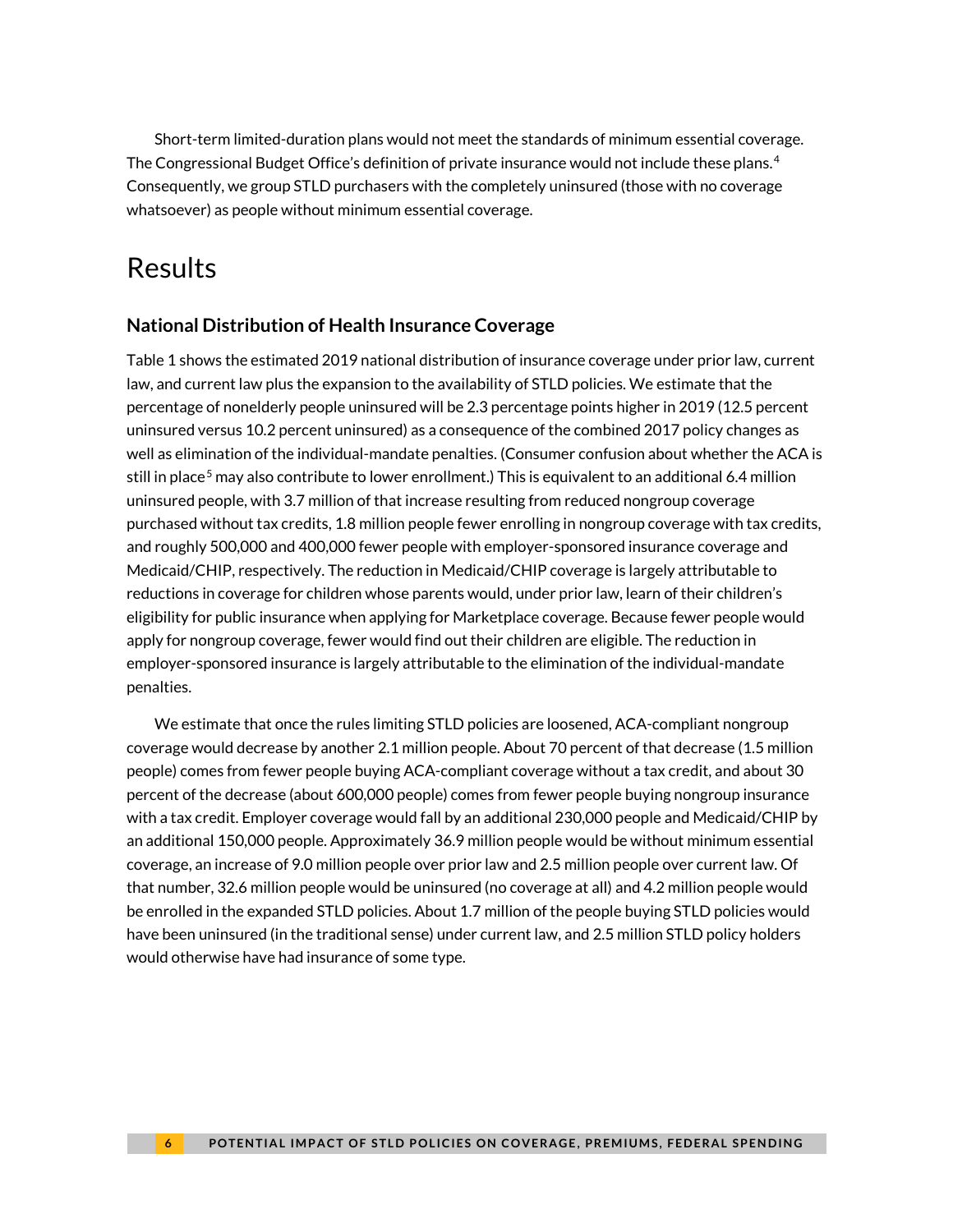Short-term limited-duration plans would not meet the standards of minimum essential coverage. The Congressional Budget Office's definition of private insurance would not include these plans.[4] Consequently, we group STLD purchasers with the completely uninsured (those with no coverage whatsoever) as people without minimum essential coverage.

# Results

### National Distribution of Health Insurance Coverage

Table 1 shows the estimated 2019 national distribution of insurance coverage under prior law, current law, and current law plus the expansion to the availability of STLD policies. We estimate that the percentage of nonelderly people uninsured will be 2.3 percentage points higher in 2019 (12.5 percent uninsured versus 10.2 percent uninsured) as a consequence of the combined 2017 policy changes as well as elimination of the individual-mandate penalties. (Consumer confusion about whether the ACA is still in place[5] may also contribute to lower enrollment.) This is equivalent to an additional 6.4 million uninsured people, with 3.7 million of that increase resulting from reduced nongroup coverage purchased without tax credits, 1.8 million people fewer enrolling in nongroup coverage with tax credits, and roughly 500,000 and 400,000 fewer people with employer-sponsored insurance coverage and Medicaid/CHIP, respectively. The reduction in Medicaid/CHIP coverage is largely attributable to reductions in coverage for children whose parents would, under prior law, learn of their children's eligibility for public insurance when applying for Marketplace coverage. Because fewer people would apply for nongroup coverage, fewer would find out their children are eligible. The reduction in employer-sponsored insurance is largely attributable to the elimination of the individual-mandate penalties.

We estimate that once the rules limiting STLD policies are loosened, ACA-compliant nongroup coverage would decrease by another 2.1 million people. About 70 percent of that decrease (1.5 million people) comes from fewer people buying ACA-compliant coverage without a tax credit, and about 30 percent of the decrease (about 600,000 people) comes from fewer people buying nongroup insurance with a tax credit. Employer coverage would fall by an additional 230,000 people and Medicaid/CHIP by an additional 150,000 people. Approximately 36.9 million people would be without minimum essential coverage, an increase of 9.0 million people over prior law and 2.5 million people over current law. Of that number, 32.6 million people would be uninsured (no coverage at all) and 4.2 million people would be enrolled in the expanded STLD policies. About 1.7 million of the people buying STLD policies would have been uninsured (in the traditional sense) under current law, and 2.5 million STLD policy holders would otherwise have had insurance of some type.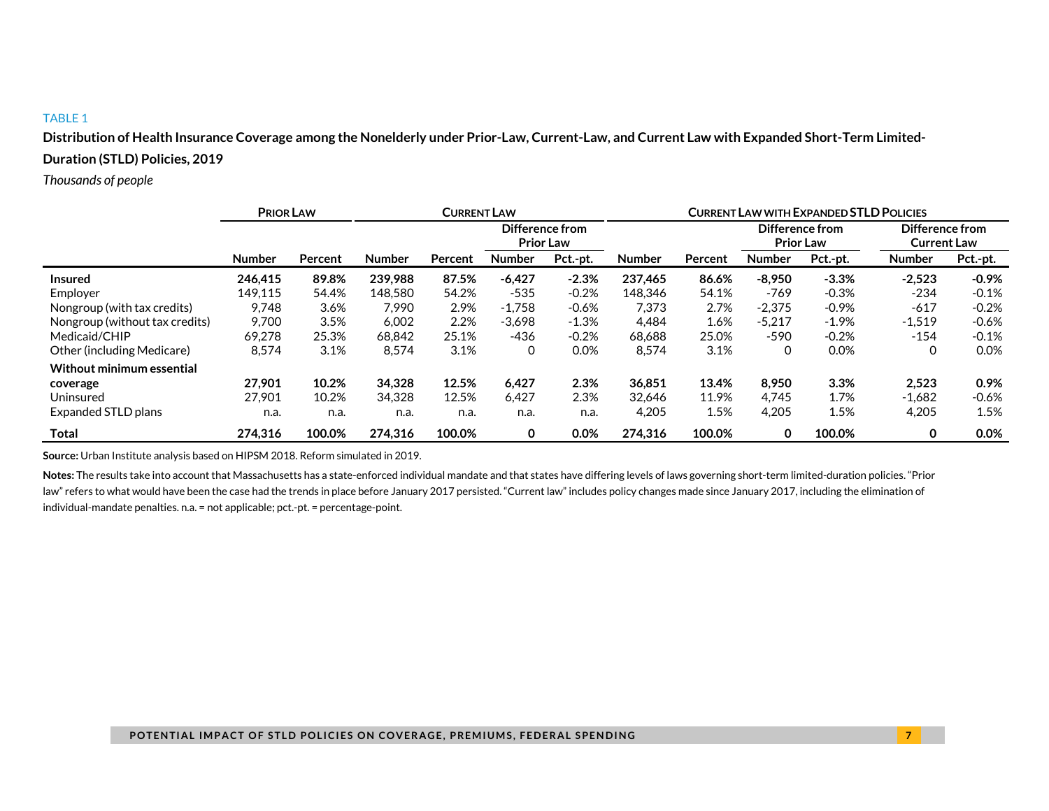TABLE 1

**Distribution of Health Insurance Coverage among the Nonelderly under Prior-Law, Current-Law, and Current Law with Expanded Short-Term Limited-Duration (STLD) Policies, 2019**

*Thousands of people*

| | Prior Law | | Current Law | | | | Current Law with Expanded STLD Policies | | | | | |
|---|---|---|---|---|---|---|---|---|---|---|---|---|
| | | | | | Difference from Prior Law | | | | Difference from Prior Law | | Difference from Current Law | |
| | Number | Percent | Number | Percent | Number | Pct.-pt. | Number | Percent | Number | Pct.-pt. | Number | Pct.-pt. |
| **Insured** | **246,415** | **89.8%** | **239,988** | **87.5%** | **-6,427** | **-2.3%** | **237,465** | **86.6%** | **-8,950** | **-3.3%** | **-2,523** | **-0.9%** |
| Employer | 149,115 | 54.4% | 148,580 | 54.2% | -535 | -0.2% | 148,346 | 54.1% | -769 | -0.3% | -234 | -0.1% |
| Nongroup (with tax credits) | 9,748 | 3.6% | 7,990 | 2.9% | -1,758 | -0.6% | 7,373 | 2.7% | -2,375 | -0.9% | -617 | -0.2% |
| Nongroup (without tax credits) | 9,700 | 3.5% | 6,002 | 2.2% | -3,698 | -1.3% | 4,484 | 1.6% | -5,217 | -1.9% | -1,519 | -0.6% |
| Medicaid/CHIP | 69,278 | 25.3% | 68,842 | 25.1% | -436 | -0.2% | 68,688 | 25.0% | -590 | -0.2% | -154 | -0.1% |
| Other (including Medicare) | 8,574 | 3.1% | 8,574 | 3.1% | 0 | 0.0% | 8,574 | 3.1% | 0 | 0.0% | 0 | 0.0% |
| **Without minimum essential coverage** | **27,901** | **10.2%** | **34,328** | **12.5%** | **6,427** | **2.3%** | **36,851** | **13.4%** | **8,950** | **3.3%** | **2,523** | **0.9%** |
| Uninsured | 27,901 | 10.2% | 34,328 | 12.5% | 6,427 | 2.3% | 32,646 | 11.9% | 4,745 | 1.7% | -1,682 | -0.6% |
| Expanded STLD plans | n.a. | n.a. | n.a. | n.a. | n.a. | n.a. | 4,205 | 1.5% | 4,205 | 1.5% | 4,205 | 1.5% |
| **Total** | **274,316** | **100.0%** | **274,316** | **100.0%** | **0** | **0.0%** | **274,316** | **100.0%** | **0** | **100.0%** | **0** | **0.0%** |

**Source:** Urban Institute analysis based on HIPSM 2018. Reform simulated in 2019.

**Notes:** The results take into account that Massachusetts has a state-enforced individual mandate and that states have differing levels of laws governing short-term limited-duration policies. "Prior law" refers to what would have been the case had the trends in place before January 2017 persisted. "Current law" includes policy changes made since January 2017, including the elimination of individual-mandate penalties. n.a. = not applicable; pct.-pt. = percentage-point.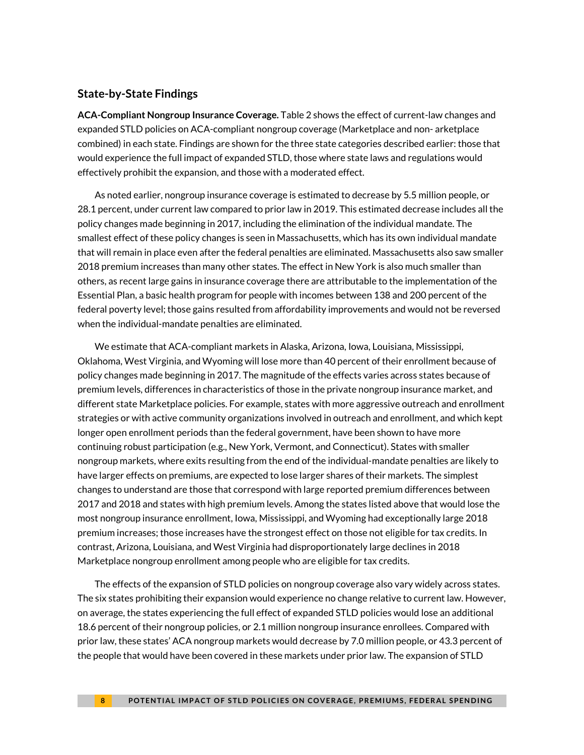## State-by-State Findings

**ACA-Compliant Nongroup Insurance Coverage.** Table 2 shows the effect of current-law changes and expanded STLD policies on ACA-compliant nongroup coverage (Marketplace and non- arketplace combined) in each state. Findings are shown for the three state categories described earlier: those that would experience the full impact of expanded STLD, those where state laws and regulations would effectively prohibit the expansion, and those with a moderated effect.

As noted earlier, nongroup insurance coverage is estimated to decrease by 5.5 million people, or 28.1 percent, under current law compared to prior law in 2019. This estimated decrease includes all the policy changes made beginning in 2017, including the elimination of the individual mandate. The smallest effect of these policy changes is seen in Massachusetts, which has its own individual mandate that will remain in place even after the federal penalties are eliminated. Massachusetts also saw smaller 2018 premium increases than many other states. The effect in New York is also much smaller than others, as recent large gains in insurance coverage there are attributable to the implementation of the Essential Plan, a basic health program for people with incomes between 138 and 200 percent of the federal poverty level; those gains resulted from affordability improvements and would not be reversed when the individual-mandate penalties are eliminated.

We estimate that ACA-compliant markets in Alaska, Arizona, Iowa, Louisiana, Mississippi, Oklahoma, West Virginia, and Wyoming will lose more than 40 percent of their enrollment because of policy changes made beginning in 2017. The magnitude of the effects varies across states because of premium levels, differences in characteristics of those in the private nongroup insurance market, and different state Marketplace policies. For example, states with more aggressive outreach and enrollment strategies or with active community organizations involved in outreach and enrollment, and which kept longer open enrollment periods than the federal government, have been shown to have more continuing robust participation (e.g., New York, Vermont, and Connecticut). States with smaller nongroup markets, where exits resulting from the end of the individual-mandate penalties are likely to have larger effects on premiums, are expected to lose larger shares of their markets. The simplest changes to understand are those that correspond with large reported premium differences between 2017 and 2018 and states with high premium levels. Among the states listed above that would lose the most nongroup insurance enrollment, Iowa, Mississippi, and Wyoming had exceptionally large 2018 premium increases; those increases have the strongest effect on those not eligible for tax credits. In contrast, Arizona, Louisiana, and West Virginia had disproportionately large declines in 2018 Marketplace nongroup enrollment among people who are eligible for tax credits.

The effects of the expansion of STLD policies on nongroup coverage also vary widely across states. The six states prohibiting their expansion would experience no change relative to current law. However, on average, the states experiencing the full effect of expanded STLD policies would lose an additional 18.6 percent of their nongroup policies, or 2.1 million nongroup insurance enrollees. Compared with prior law, these states' ACA nongroup markets would decrease by 7.0 million people, or 43.3 percent of the people that would have been covered in these markets under prior law. The expansion of STLD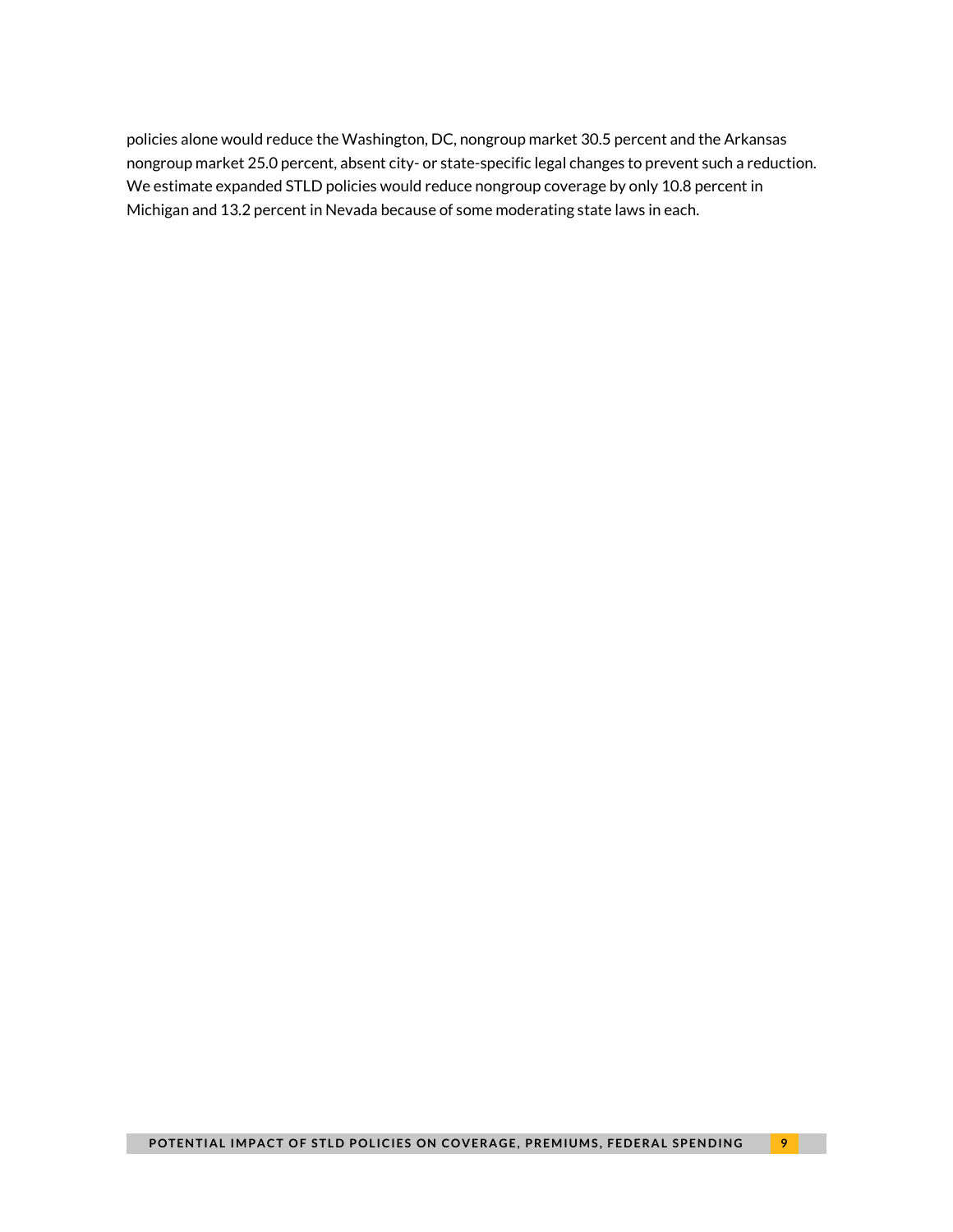policies alone would reduce the Washington, DC, nongroup market 30.5 percent and the Arkansas nongroup market 25.0 percent, absent city- or state-specific legal changes to prevent such a reduction. We estimate expanded STLD policies would reduce nongroup coverage by only 10.8 percent in Michigan and 13.2 percent in Nevada because of some moderating state laws in each.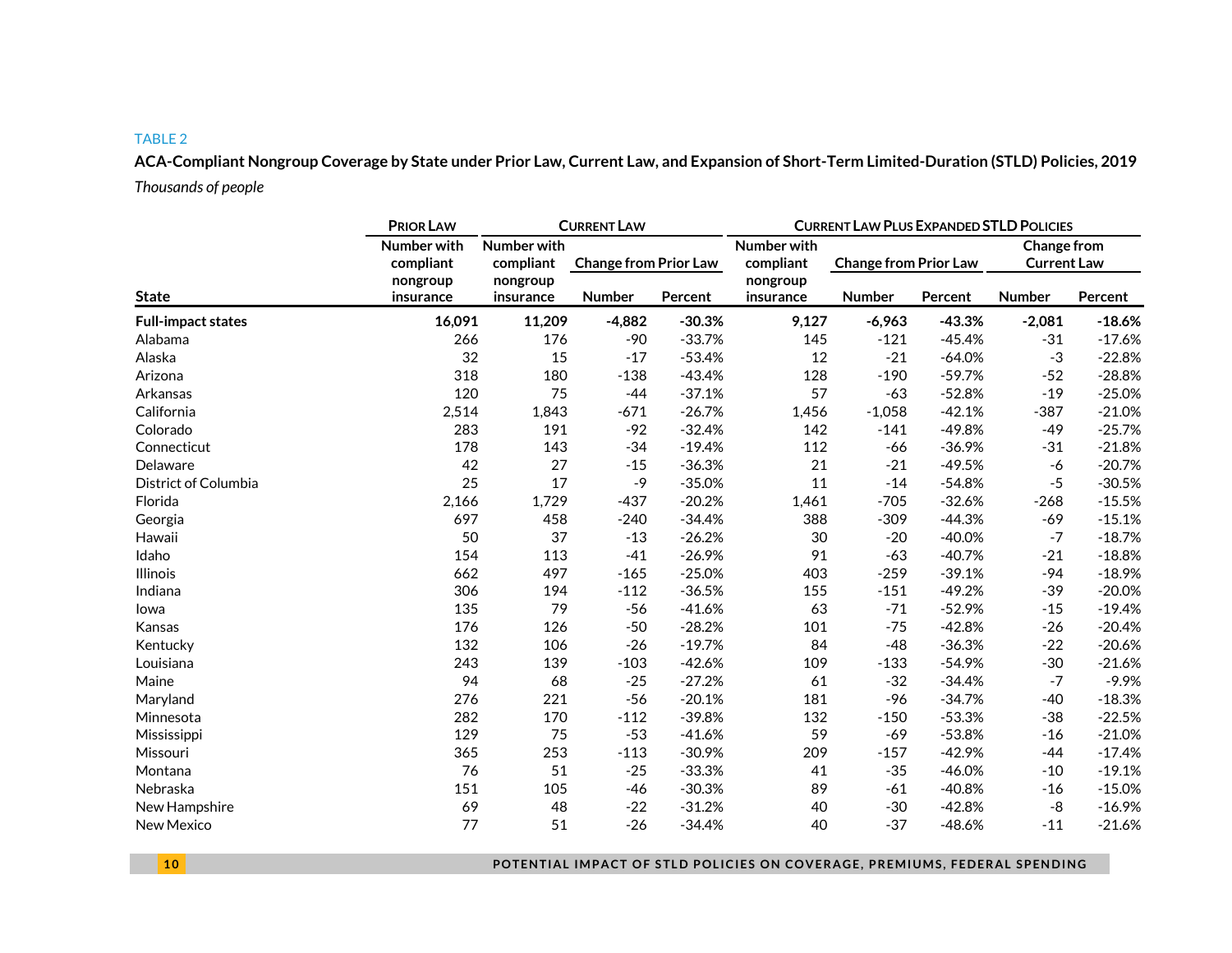TABLE 2

**ACA-Compliant Nongroup Coverage by State under Prior Law, Current Law, and Expansion of Short-Term Limited-Duration (STLD) Policies, 2019**

*Thousands of people*

| | Prior Law | Current Law | | | Current Law Plus Expanded STLD Policies | | | | |
|---|---|---|---|---|---|---|---|---|---|
| | Number with compliant nongroup insurance | Number with compliant nongroup insurance | Change from Prior Law | | Number with compliant nongroup insurance | Change from Prior Law | | Change from Current Law | |
| State | | | Number | Percent | | Number | Percent | Number | Percent |
| **Full-impact states** | **16,091** | **11,209** | **-4,882** | **-30.3%** | **9,127** | **-6,963** | **-43.3%** | **-2,081** | **-18.6%** |
| Alabama | 266 | 176 | -90 | -33.7% | 145 | -121 | -45.4% | -31 | -17.6% |
| Alaska | 32 | 15 | -17 | -53.4% | 12 | -21 | -64.0% | -3 | -22.8% |
| Arizona | 318 | 180 | -138 | -43.4% | 128 | -190 | -59.7% | -52 | -28.8% |
| Arkansas | 120 | 75 | -44 | -37.1% | 57 | -63 | -52.8% | -19 | -25.0% |
| California | 2,514 | 1,843 | -671 | -26.7% | 1,456 | -1,058 | -42.1% | -387 | -21.0% |
| Colorado | 283 | 191 | -92 | -32.4% | 142 | -141 | -49.8% | -49 | -25.7% |
| Connecticut | 178 | 143 | -34 | -19.4% | 112 | -66 | -36.9% | -31 | -21.8% |
| Delaware | 42 | 27 | -15 | -36.3% | 21 | -21 | -49.5% | -6 | -20.7% |
| District of Columbia | 25 | 17 | -9 | -35.0% | 11 | -14 | -54.8% | -5 | -30.5% |
| Florida | 2,166 | 1,729 | -437 | -20.2% | 1,461 | -705 | -32.6% | -268 | -15.5% |
| Georgia | 697 | 458 | -240 | -34.4% | 388 | -309 | -44.3% | -69 | -15.1% |
| Hawaii | 50 | 37 | -13 | -26.2% | 30 | -20 | -40.0% | -7 | -18.7% |
| Idaho | 154 | 113 | -41 | -26.9% | 91 | -63 | -40.7% | -21 | -18.8% |
| Illinois | 662 | 497 | -165 | -25.0% | 403 | -259 | -39.1% | -94 | -18.9% |
| Indiana | 306 | 194 | -112 | -36.5% | 155 | -151 | -49.2% | -39 | -20.0% |
| Iowa | 135 | 79 | -56 | -41.6% | 63 | -71 | -52.9% | -15 | -19.4% |
| Kansas | 176 | 126 | -50 | -28.2% | 101 | -75 | -42.8% | -26 | -20.4% |
| Kentucky | 132 | 106 | -26 | -19.7% | 84 | -48 | -36.3% | -22 | -20.6% |
| Louisiana | 243 | 139 | -103 | -42.6% | 109 | -133 | -54.9% | -30 | -21.6% |
| Maine | 94 | 68 | -25 | -27.2% | 61 | -32 | -34.4% | -7 | -9.9% |
| Maryland | 276 | 221 | -56 | -20.1% | 181 | -96 | -34.7% | -40 | -18.3% |
| Minnesota | 282 | 170 | -112 | -39.8% | 132 | -150 | -53.3% | -38 | -22.5% |
| Mississippi | 129 | 75 | -53 | -41.6% | 59 | -69 | -53.8% | -16 | -21.0% |
| Missouri | 365 | 253 | -113 | -30.9% | 209 | -157 | -42.9% | -44 | -17.4% |
| Montana | 76 | 51 | -25 | -33.3% | 41 | -35 | -46.0% | -10 | -19.1% |
| Nebraska | 151 | 105 | -46 | -30.3% | 89 | -61 | -40.8% | -16 | -15.0% |
| New Hampshire | 69 | 48 | -22 | -31.2% | 40 | -30 | -42.8% | -8 | -16.9% |
| New Mexico | 77 | 51 | -26 | -34.4% | 40 | -37 | -48.6% | -11 | -21.6% |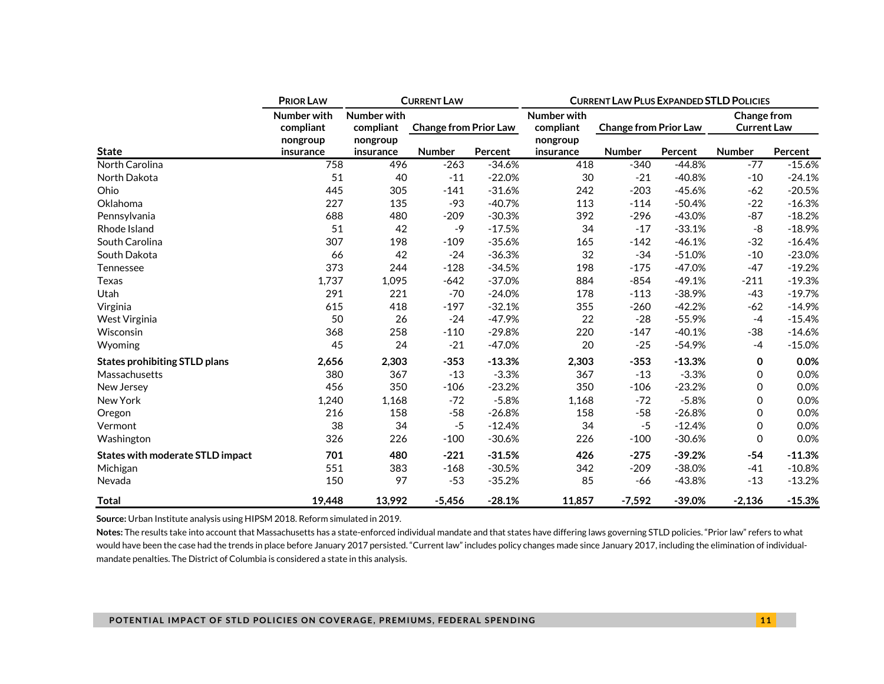| State | Prior Law | Current Law | | | Current Law Plus Expanded STLD Policies | | | | |
|---|---|---|---|---|---|---|---|---|---|
| | Number with compliant nongroup insurance | Number with compliant nongroup insurance | Change from Prior Law | | Number with compliant nongroup insurance | Change from Prior Law | | Change from Current Law | |
| | | | Number | Percent | | Number | Percent | Number | Percent |
| North Carolina | 758 | 496 | -263 | -34.6% | 418 | -340 | -44.8% | -77 | -15.6% |
| North Dakota | 51 | 40 | -11 | -22.0% | 30 | -21 | -40.8% | -10 | -24.1% |
| Ohio | 445 | 305 | -141 | -31.6% | 242 | -203 | -45.6% | -62 | -20.5% |
| Oklahoma | 227 | 135 | -93 | -40.7% | 113 | -114 | -50.4% | -22 | -16.3% |
| Pennsylvania | 688 | 480 | -209 | -30.3% | 392 | -296 | -43.0% | -87 | -18.2% |
| Rhode Island | 51 | 42 | -9 | -17.5% | 34 | -17 | -33.1% | -8 | -18.9% |
| South Carolina | 307 | 198 | -109 | -35.6% | 165 | -142 | -46.1% | -32 | -16.4% |
| South Dakota | 66 | 42 | -24 | -36.3% | 32 | -34 | -51.0% | -10 | -23.0% |
| Tennessee | 373 | 244 | -128 | -34.5% | 198 | -175 | -47.0% | -47 | -19.2% |
| Texas | 1,737 | 1,095 | -642 | -37.0% | 884 | -854 | -49.1% | -211 | -19.3% |
| Utah | 291 | 221 | -70 | -24.0% | 178 | -113 | -38.9% | -43 | -19.7% |
| Virginia | 615 | 418 | -197 | -32.1% | 355 | -260 | -42.2% | -62 | -14.9% |
| West Virginia | 50 | 26 | -24 | -47.9% | 22 | -28 | -55.9% | -4 | -15.4% |
| Wisconsin | 368 | 258 | -110 | -29.8% | 220 | -147 | -40.1% | -38 | -14.6% |
| Wyoming | 45 | 24 | -21 | -47.0% | 20 | -25 | -54.9% | -4 | -15.0% |
| **States prohibiting STLD plans** | **2,656** | **2,303** | **-353** | **-13.3%** | **2,303** | **-353** | **-13.3%** | **0** | **0.0%** |
| Massachusetts | 380 | 367 | -13 | -3.3% | 367 | -13 | -3.3% | 0 | 0.0% |
| New Jersey | 456 | 350 | -106 | -23.2% | 350 | -106 | -23.2% | 0 | 0.0% |
| New York | 1,240 | 1,168 | -72 | -5.8% | 1,168 | -72 | -5.8% | 0 | 0.0% |
| Oregon | 216 | 158 | -58 | -26.8% | 158 | -58 | -26.8% | 0 | 0.0% |
| Vermont | 38 | 34 | -5 | -12.4% | 34 | -5 | -12.4% | 0 | 0.0% |
| Washington | 326 | 226 | -100 | -30.6% | 226 | -100 | -30.6% | 0 | 0.0% |
| **States with moderate STLD impact** | **701** | **480** | **-221** | **-31.5%** | **426** | **-275** | **-39.2%** | **-54** | **-11.3%** |
| Michigan | 551 | 383 | -168 | -30.5% | 342 | -209 | -38.0% | -41 | -10.8% |
| Nevada | 150 | 97 | -53 | -35.2% | 85 | -66 | -43.8% | -13 | -13.2% |
| **Total** | **19,448** | **13,992** | **-5,456** | **-28.1%** | **11,857** | **-7,592** | **-39.0%** | **-2,136** | **-15.3%** |

**Source:** Urban Institute analysis using HIPSM 2018. Reform simulated in 2019.

**Notes:** The results take into account that Massachusetts has a state-enforced individual mandate and that states have differing laws governing STLD policies. "Prior law" refers to what would have been the case had the trends in place before January 2017 persisted. "Current law" includes policy changes made since January 2017, including the elimination of individual-mandate penalties. The District of Columbia is considered a state in this analysis.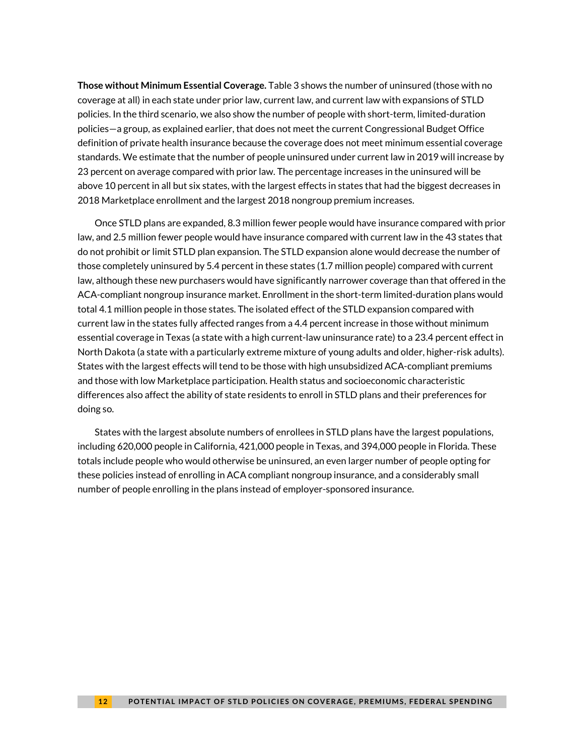**Those without Minimum Essential Coverage.** Table 3 shows the number of uninsured (those with no coverage at all) in each state under prior law, current law, and current law with expansions of STLD policies. In the third scenario, we also show the number of people with short-term, limited-duration policies—a group, as explained earlier, that does not meet the current Congressional Budget Office definition of private health insurance because the coverage does not meet minimum essential coverage standards. We estimate that the number of people uninsured under current law in 2019 will increase by 23 percent on average compared with prior law. The percentage increases in the uninsured will be above 10 percent in all but six states, with the largest effects in states that had the biggest decreases in 2018 Marketplace enrollment and the largest 2018 nongroup premium increases.

Once STLD plans are expanded, 8.3 million fewer people would have insurance compared with prior law, and 2.5 million fewer people would have insurance compared with current law in the 43 states that do not prohibit or limit STLD plan expansion. The STLD expansion alone would decrease the number of those completely uninsured by 5.4 percent in these states (1.7 million people) compared with current law, although these new purchasers would have significantly narrower coverage than that offered in the ACA-compliant nongroup insurance market. Enrollment in the short-term limited-duration plans would total 4.1 million people in those states. The isolated effect of the STLD expansion compared with current law in the states fully affected ranges from a 4.4 percent increase in those without minimum essential coverage in Texas (a state with a high current-law uninsurance rate) to a 23.4 percent effect in North Dakota (a state with a particularly extreme mixture of young adults and older, higher-risk adults). States with the largest effects will tend to be those with high unsubsidized ACA-compliant premiums and those with low Marketplace participation. Health status and socioeconomic characteristic differences also affect the ability of state residents to enroll in STLD plans and their preferences for doing so.

States with the largest absolute numbers of enrollees in STLD plans have the largest populations, including 620,000 people in California, 421,000 people in Texas, and 394,000 people in Florida. These totals include people who would otherwise be uninsured, an even larger number of people opting for these policies instead of enrolling in ACA compliant nongroup insurance, and a considerably small number of people enrolling in the plans instead of employer-sponsored insurance.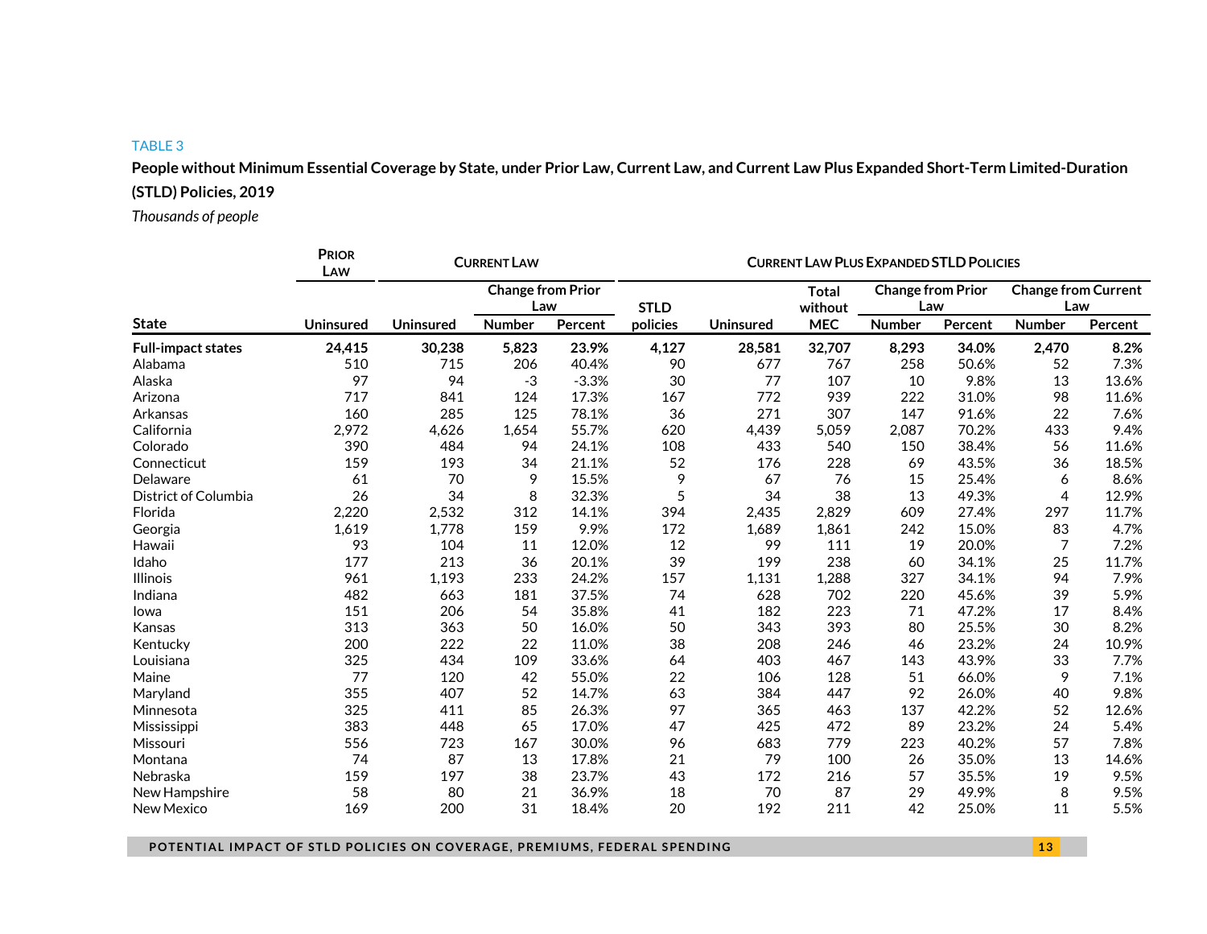TABLE 3

**People without Minimum Essential Coverage by State, under Prior Law, Current Law, and Current Law Plus Expanded Short-Term Limited-Duration (STLD) Policies, 2019**

*Thousands of people*

| | Prior Law | Current Law | | | Current Law Plus Expanded STLD Policies | | | | | | |
|---|---|---|---|---|---|---|---|---|---|---|---|
| | | | Change from Prior Law | | | | | Change from Prior Law | | Change from Current Law | |
| State | Uninsured | Uninsured | Number | Percent | STLD policies | Uninsured | Total without MEC | Number | Percent | Number | Percent |
| **Full-impact states** | **24,415** | **30,238** | **5,823** | **23.9%** | **4,127** | **28,581** | **32,707** | **8,293** | **34.0%** | **2,470** | **8.2%** |
| Alabama | 510 | 715 | 206 | 40.4% | 90 | 677 | 767 | 258 | 50.6% | 52 | 7.3% |
| Alaska | 97 | 94 | -3 | -3.3% | 30 | 77 | 107 | 10 | 9.8% | 13 | 13.6% |
| Arizona | 717 | 841 | 124 | 17.3% | 167 | 772 | 939 | 222 | 31.0% | 98 | 11.6% |
| Arkansas | 160 | 285 | 125 | 78.1% | 36 | 271 | 307 | 147 | 91.6% | 22 | 7.6% |
| California | 2,972 | 4,626 | 1,654 | 55.7% | 620 | 4,439 | 5,059 | 2,087 | 70.2% | 433 | 9.4% |
| Colorado | 390 | 484 | 94 | 24.1% | 108 | 433 | 540 | 150 | 38.4% | 56 | 11.6% |
| Connecticut | 159 | 193 | 34 | 21.1% | 52 | 176 | 228 | 69 | 43.5% | 36 | 18.5% |
| Delaware | 61 | 70 | 9 | 15.5% | 9 | 67 | 76 | 15 | 25.4% | 6 | 8.6% |
| District of Columbia | 26 | 34 | 8 | 32.3% | 5 | 34 | 38 | 13 | 49.3% | 4 | 12.9% |
| Florida | 2,220 | 2,532 | 312 | 14.1% | 394 | 2,435 | 2,829 | 609 | 27.4% | 297 | 11.7% |
| Georgia | 1,619 | 1,778 | 159 | 9.9% | 172 | 1,689 | 1,861 | 242 | 15.0% | 83 | 4.7% |
| Hawaii | 93 | 104 | 11 | 12.0% | 12 | 99 | 111 | 19 | 20.0% | 7 | 7.2% |
| Idaho | 177 | 213 | 36 | 20.1% | 39 | 199 | 238 | 60 | 34.1% | 25 | 11.7% |
| Illinois | 961 | 1,193 | 233 | 24.2% | 157 | 1,131 | 1,288 | 327 | 34.1% | 94 | 7.9% |
| Indiana | 482 | 663 | 181 | 37.5% | 74 | 628 | 702 | 220 | 45.6% | 39 | 5.9% |
| Iowa | 151 | 206 | 54 | 35.8% | 41 | 182 | 223 | 71 | 47.2% | 17 | 8.4% |
| Kansas | 313 | 363 | 50 | 16.0% | 50 | 343 | 393 | 80 | 25.5% | 30 | 8.2% |
| Kentucky | 200 | 222 | 22 | 11.0% | 38 | 208 | 246 | 46 | 23.2% | 24 | 10.9% |
| Louisiana | 325 | 434 | 109 | 33.6% | 64 | 403 | 467 | 143 | 43.9% | 33 | 7.7% |
| Maine | 77 | 120 | 42 | 55.0% | 22 | 106 | 128 | 51 | 66.0% | 9 | 7.1% |
| Maryland | 355 | 407 | 52 | 14.7% | 63 | 384 | 447 | 92 | 26.0% | 40 | 9.8% |
| Minnesota | 325 | 411 | 85 | 26.3% | 97 | 365 | 463 | 137 | 42.2% | 52 | 12.6% |
| Mississippi | 383 | 448 | 65 | 17.0% | 47 | 425 | 472 | 89 | 23.2% | 24 | 5.4% |
| Missouri | 556 | 723 | 167 | 30.0% | 96 | 683 | 779 | 223 | 40.2% | 57 | 7.8% |
| Montana | 74 | 87 | 13 | 17.8% | 21 | 79 | 100 | 26 | 35.0% | 13 | 14.6% |
| Nebraska | 159 | 197 | 38 | 23.7% | 43 | 172 | 216 | 57 | 35.5% | 19 | 9.5% |
| New Hampshire | 58 | 80 | 21 | 36.9% | 18 | 70 | 87 | 29 | 49.9% | 8 | 9.5% |
| New Mexico | 169 | 200 | 31 | 18.4% | 20 | 192 | 211 | 42 | 25.0% | 11 | 5.5% |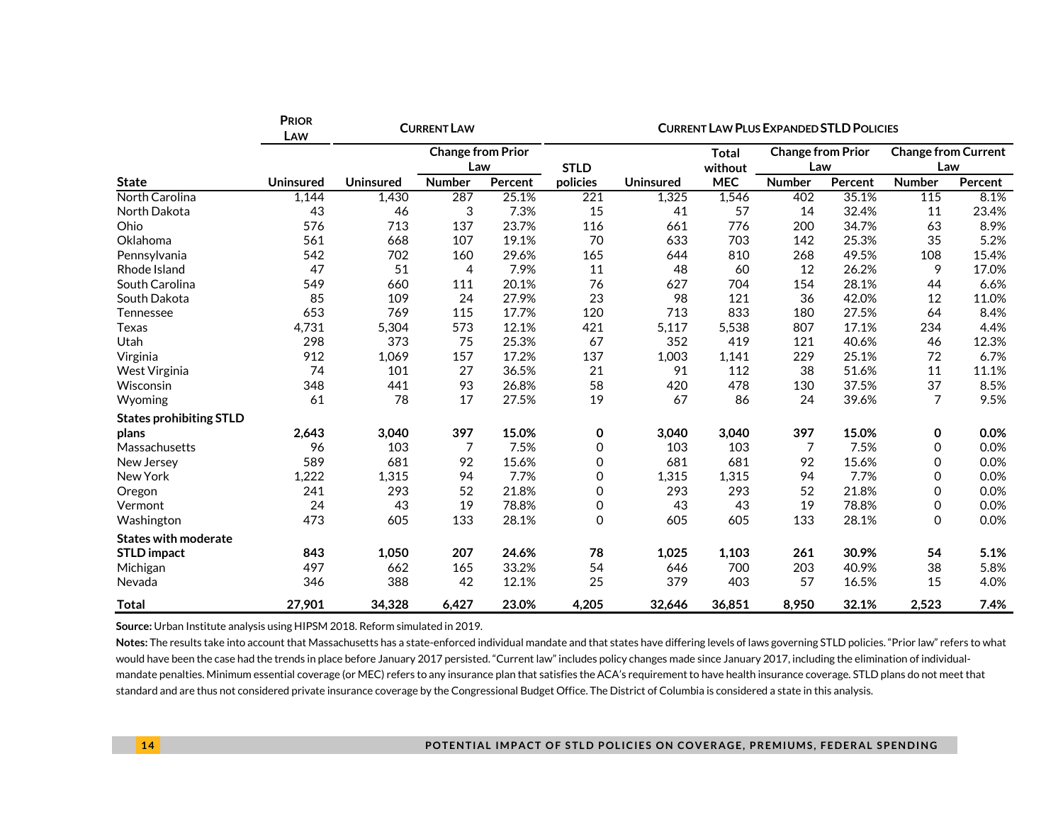| | PRIOR LAW | CURRENT LAW | | | CURRENT LAW PLUS EXPANDED STLD POLICIES | | | | | | |
|---|---|---|---|---|---|---|---|---|---|---|---|
| | | | Change from Prior Law | | | | | Change from Prior Law | | Change from Current Law | |
| State | Uninsured | Uninsured | Number | Percent | STLD policies | Uninsured | Total without MEC | Number | Percent | Number | Percent |
| North Carolina | 1,144 | 1,430 | 287 | 25.1% | 221 | 1,325 | 1,546 | 402 | 35.1% | 115 | 8.1% |
| North Dakota | 43 | 46 | 3 | 7.3% | 15 | 41 | 57 | 14 | 32.4% | 11 | 23.4% |
| Ohio | 576 | 713 | 137 | 23.7% | 116 | 661 | 776 | 200 | 34.7% | 63 | 8.9% |
| Oklahoma | 561 | 668 | 107 | 19.1% | 70 | 633 | 703 | 142 | 25.3% | 35 | 5.2% |
| Pennsylvania | 542 | 702 | 160 | 29.6% | 165 | 644 | 810 | 268 | 49.5% | 108 | 15.4% |
| Rhode Island | 47 | 51 | 4 | 7.9% | 11 | 48 | 60 | 12 | 26.2% | 9 | 17.0% |
| South Carolina | 549 | 660 | 111 | 20.1% | 76 | 627 | 704 | 154 | 28.1% | 44 | 6.6% |
| South Dakota | 85 | 109 | 24 | 27.9% | 23 | 98 | 121 | 36 | 42.0% | 12 | 11.0% |
| Tennessee | 653 | 769 | 115 | 17.7% | 120 | 713 | 833 | 180 | 27.5% | 64 | 8.4% |
| Texas | 4,731 | 5,304 | 573 | 12.1% | 421 | 5,117 | 5,538 | 807 | 17.1% | 234 | 4.4% |
| Utah | 298 | 373 | 75 | 25.3% | 67 | 352 | 419 | 121 | 40.6% | 46 | 12.3% |
| Virginia | 912 | 1,069 | 157 | 17.2% | 137 | 1,003 | 1,141 | 229 | 25.1% | 72 | 6.7% |
| West Virginia | 74 | 101 | 27 | 36.5% | 21 | 91 | 112 | 38 | 51.6% | 11 | 11.1% |
| Wisconsin | 348 | 441 | 93 | 26.8% | 58 | 420 | 478 | 130 | 37.5% | 37 | 8.5% |
| Wyoming | 61 | 78 | 17 | 27.5% | 19 | 67 | 86 | 24 | 39.6% | 7 | 9.5% |
| **States prohibiting STLD plans** | **2,643** | **3,040** | **397** | **15.0%** | **0** | **3,040** | **3,040** | **397** | **15.0%** | **0** | **0.0%** |
| Massachusetts | 96 | 103 | 7 | 7.5% | 0 | 103 | 103 | 7 | 7.5% | 0 | 0.0% |
| New Jersey | 589 | 681 | 92 | 15.6% | 0 | 681 | 681 | 92 | 15.6% | 0 | 0.0% |
| New York | 1,222 | 1,315 | 94 | 7.7% | 0 | 1,315 | 1,315 | 94 | 7.7% | 0 | 0.0% |
| Oregon | 241 | 293 | 52 | 21.8% | 0 | 293 | 293 | 52 | 21.8% | 0 | 0.0% |
| Vermont | 24 | 43 | 19 | 78.8% | 0 | 43 | 43 | 19 | 78.8% | 0 | 0.0% |
| Washington | 473 | 605 | 133 | 28.1% | 0 | 605 | 605 | 133 | 28.1% | 0 | 0.0% |
| **States with moderate STLD impact** | **843** | **1,050** | **207** | **24.6%** | **78** | **1,025** | **1,103** | **261** | **30.9%** | **54** | **5.1%** |
| Michigan | 497 | 662 | 165 | 33.2% | 54 | 646 | 700 | 203 | 40.9% | 38 | 5.8% |
| Nevada | 346 | 388 | 42 | 12.1% | 25 | 379 | 403 | 57 | 16.5% | 15 | 4.0% |
| **Total** | **27,901** | **34,328** | **6,427** | **23.0%** | **4,205** | **32,646** | **36,851** | **8,950** | **32.1%** | **2,523** | **7.4%** |

**Source:** Urban Institute analysis using HIPSM 2018. Reform simulated in 2019.

**Notes:** The results take into account that Massachusetts has a state-enforced individual mandate and that states have differing levels of laws governing STLD policies. "Prior law" refers to what would have been the case had the trends in place before January 2017 persisted. "Current law" includes policy changes made since January 2017, including the elimination of individual-mandate penalties. Minimum essential coverage (or MEC) refers to any insurance plan that satisfies the ACA's requirement to have health insurance coverage. STLD plans do not meet that standard and are thus not considered private insurance coverage by the Congressional Budget Office. The District of Columbia is considered a state in this analysis.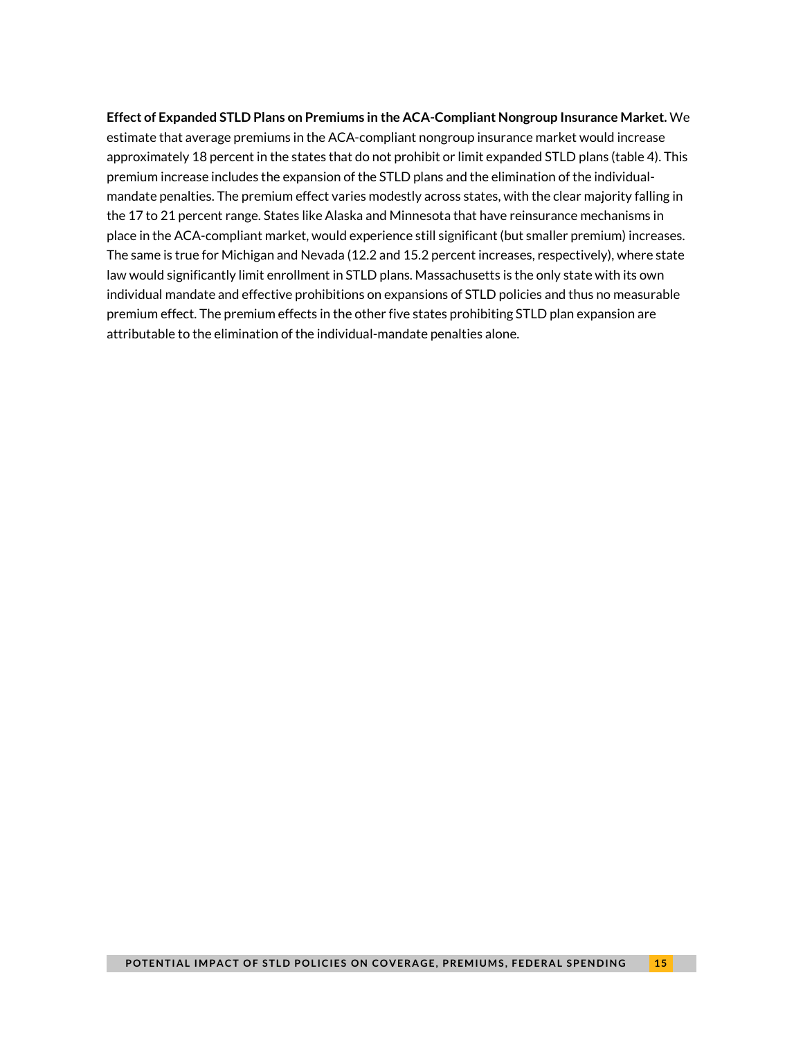**Effect of Expanded STLD Plans on Premiums in the ACA-Compliant Nongroup Insurance Market.** We estimate that average premiums in the ACA-compliant nongroup insurance market would increase approximately 18 percent in the states that do not prohibit or limit expanded STLD plans (table 4). This premium increase includes the expansion of the STLD plans and the elimination of the individual-mandate penalties. The premium effect varies modestly across states, with the clear majority falling in the 17 to 21 percent range. States like Alaska and Minnesota that have reinsurance mechanisms in place in the ACA-compliant market, would experience still significant (but smaller premium) increases. The same is true for Michigan and Nevada (12.2 and 15.2 percent increases, respectively), where state law would significantly limit enrollment in STLD plans. Massachusetts is the only state with its own individual mandate and effective prohibitions on expansions of STLD policies and thus no measurable premium effect. The premium effects in the other five states prohibiting STLD plan expansion are attributable to the elimination of the individual-mandate penalties alone.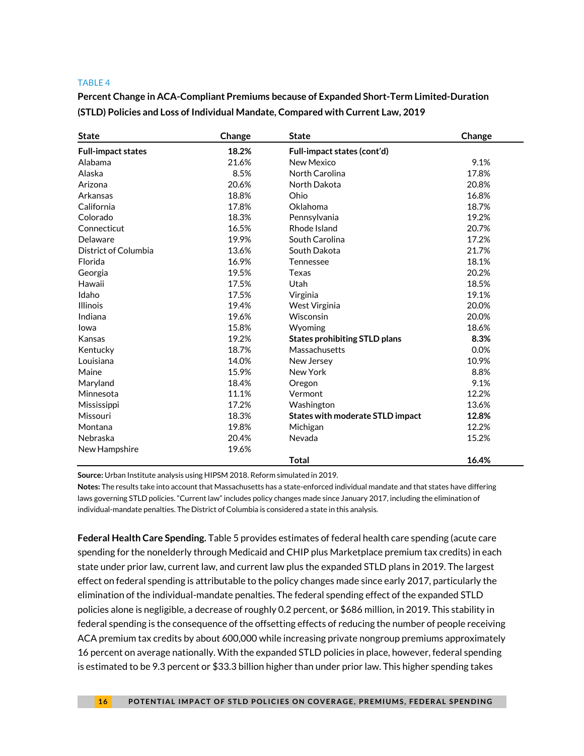TABLE 4

**Percent Change in ACA-Compliant Premiums because of Expanded Short-Term Limited-Duration (STLD) Policies and Loss of Individual Mandate, Compared with Current Law, 2019**

| State | Change | State | Change |
|---|---|---|---|
| **Full-impact states** | **18.2%** | **Full-impact states (cont'd)** | |
| Alabama | 21.6% | New Mexico | 9.1% |
| Alaska | 8.5% | North Carolina | 17.8% |
| Arizona | 20.6% | North Dakota | 20.8% |
| Arkansas | 18.8% | Ohio | 16.8% |
| California | 17.8% | Oklahoma | 18.7% |
| Colorado | 18.3% | Pennsylvania | 19.2% |
| Connecticut | 16.5% | Rhode Island | 20.7% |
| Delaware | 19.9% | South Carolina | 17.2% |
| District of Columbia | 13.6% | South Dakota | 21.7% |
| Florida | 16.9% | Tennessee | 18.1% |
| Georgia | 19.5% | Texas | 20.2% |
| Hawaii | 17.5% | Utah | 18.5% |
| Idaho | 17.5% | Virginia | 19.1% |
| Illinois | 19.4% | West Virginia | 20.0% |
| Indiana | 19.6% | Wisconsin | 20.0% |
| Iowa | 15.8% | Wyoming | 18.6% |
| Kansas | 19.2% | **States prohibiting STLD plans** | **8.3%** |
| Kentucky | 18.7% | Massachusetts | 0.0% |
| Louisiana | 14.0% | New Jersey | 10.9% |
| Maine | 15.9% | New York | 8.8% |
| Maryland | 18.4% | Oregon | 9.1% |
| Minnesota | 11.1% | Vermont | 12.2% |
| Mississippi | 17.2% | Washington | 13.6% |
| Missouri | 18.3% | **States with moderate STLD impact** | **12.8%** |
| Montana | 19.8% | Michigan | 12.2% |
| Nebraska | 20.4% | Nevada | 15.2% |
| New Hampshire | 19.6% | | |
| | | **Total** | **16.4%** |

**Source:** Urban Institute analysis using HIPSM 2018. Reform simulated in 2019.

**Notes:** The results take into account that Massachusetts has a state-enforced individual mandate and that states have differing laws governing STLD policies. "Current law" includes policy changes made since January 2017, including the elimination of individual-mandate penalties. The District of Columbia is considered a state in this analysis.

**Federal Health Care Spending.** Table 5 provides estimates of federal health care spending (acute care spending for the nonelderly through Medicaid and CHIP plus Marketplace premium tax credits) in each state under prior law, current law, and current law plus the expanded STLD plans in 2019. The largest effect on federal spending is attributable to the policy changes made since early 2017, particularly the elimination of the individual-mandate penalties. The federal spending effect of the expanded STLD policies alone is negligible, a decrease of roughly 0.2 percent, or $686 million, in 2019. This stability in federal spending is the consequence of the offsetting effects of reducing the number of people receiving ACA premium tax credits by about 600,000 while increasing private nongroup premiums approximately 16 percent on average nationally. With the expanded STLD policies in place, however, federal spending is estimated to be 9.3 percent or $33.3 billion higher than under prior law. This higher spending takes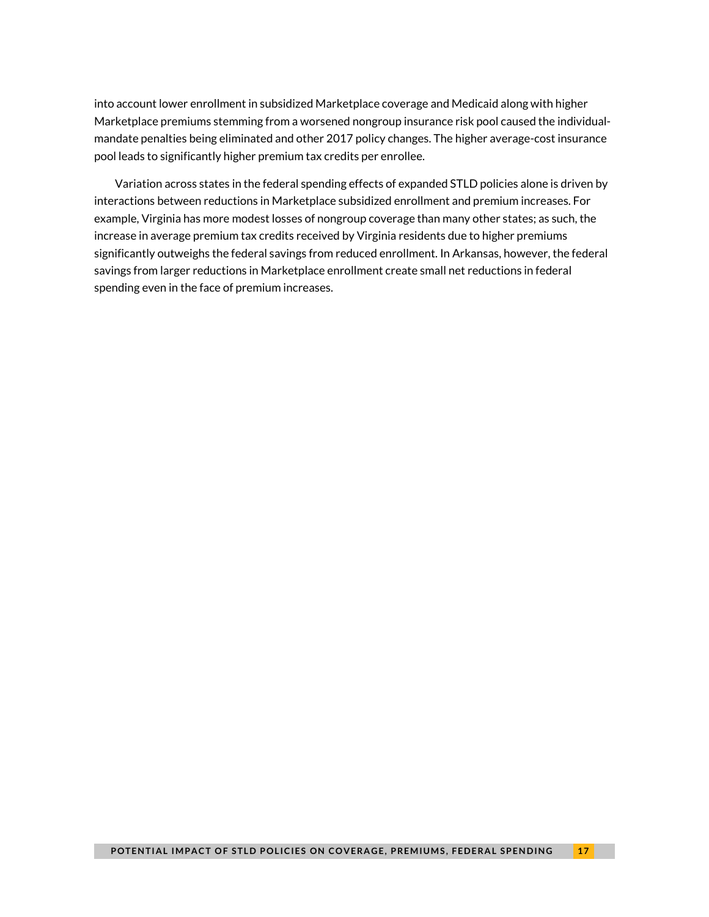into account lower enrollment in subsidized Marketplace coverage and Medicaid along with higher Marketplace premiums stemming from a worsened nongroup insurance risk pool caused the individual-mandate penalties being eliminated and other 2017 policy changes. The higher average-cost insurance pool leads to significantly higher premium tax credits per enrollee.

Variation across states in the federal spending effects of expanded STLD policies alone is driven by interactions between reductions in Marketplace subsidized enrollment and premium increases. For example, Virginia has more modest losses of nongroup coverage than many other states; as such, the increase in average premium tax credits received by Virginia residents due to higher premiums significantly outweighs the federal savings from reduced enrollment. In Arkansas, however, the federal savings from larger reductions in Marketplace enrollment create small net reductions in federal spending even in the face of premium increases.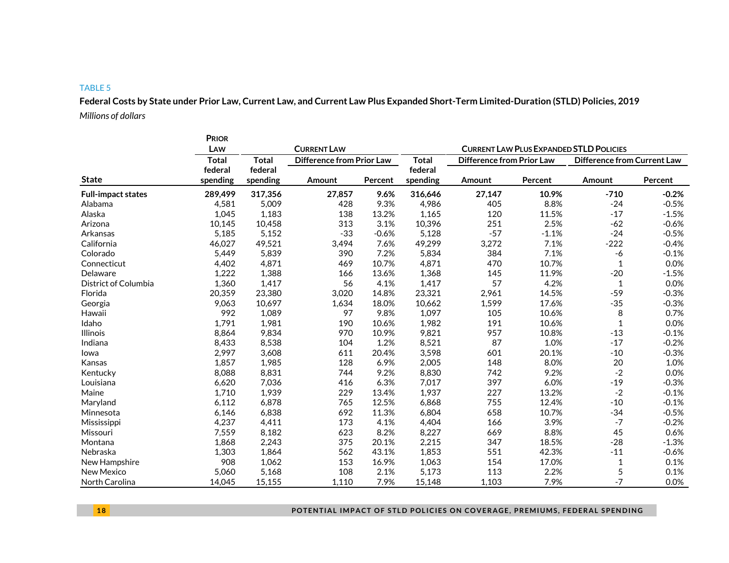TABLE 5

**Federal Costs by State under Prior Law, Current Law, and Current Law Plus Expanded Short-Term Limited-Duration (STLD) Policies, 2019**

*Millions of dollars*

| | Prior Law | Current Law | | | Current Law Plus Expanded STLD Policies | | | | |
|---|---|---|---|---|---|---|---|---|---|
| | Total federal spending | Total federal spending | Difference from Prior Law | | Total federal spending | Difference from Prior Law | | Difference from Current Law | |
| State | | | Amount | Percent | | Amount | Percent | Amount | Percent |
| **Full-impact states** | **289,499** | **317,356** | **27,857** | **9.6%** | **316,646** | **27,147** | **10.9%** | **-710** | **-0.2%** |
| Alabama | 4,581 | 5,009 | 428 | 9.3% | 4,986 | 405 | 8.8% | -24 | -0.5% |
| Alaska | 1,045 | 1,183 | 138 | 13.2% | 1,165 | 120 | 11.5% | -17 | -1.5% |
| Arizona | 10,145 | 10,458 | 313 | 3.1% | 10,396 | 251 | 2.5% | -62 | -0.6% |
| Arkansas | 5,185 | 5,152 | -33 | -0.6% | 5,128 | -57 | -1.1% | -24 | -0.5% |
| California | 46,027 | 49,521 | 3,494 | 7.6% | 49,299 | 3,272 | 7.1% | -222 | -0.4% |
| Colorado | 5,449 | 5,839 | 390 | 7.2% | 5,834 | 384 | 7.1% | -6 | -0.1% |
| Connecticut | 4,402 | 4,871 | 469 | 10.7% | 4,871 | 470 | 10.7% | 1 | 0.0% |
| Delaware | 1,222 | 1,388 | 166 | 13.6% | 1,368 | 145 | 11.9% | -20 | -1.5% |
| District of Columbia | 1,360 | 1,417 | 56 | 4.1% | 1,417 | 57 | 4.2% | 1 | 0.0% |
| Florida | 20,359 | 23,380 | 3,020 | 14.8% | 23,321 | 2,961 | 14.5% | -59 | -0.3% |
| Georgia | 9,063 | 10,697 | 1,634 | 18.0% | 10,662 | 1,599 | 17.6% | -35 | -0.3% |
| Hawaii | 992 | 1,089 | 97 | 9.8% | 1,097 | 105 | 10.6% | 8 | 0.7% |
| Idaho | 1,791 | 1,981 | 190 | 10.6% | 1,982 | 191 | 10.6% | 1 | 0.0% |
| Illinois | 8,864 | 9,834 | 970 | 10.9% | 9,821 | 957 | 10.8% | -13 | -0.1% |
| Indiana | 8,433 | 8,538 | 104 | 1.2% | 8,521 | 87 | 1.0% | -17 | -0.2% |
| Iowa | 2,997 | 3,608 | 611 | 20.4% | 3,598 | 601 | 20.1% | -10 | -0.3% |
| Kansas | 1,857 | 1,985 | 128 | 6.9% | 2,005 | 148 | 8.0% | 20 | 1.0% |
| Kentucky | 8,088 | 8,831 | 744 | 9.2% | 8,830 | 742 | 9.2% | -2 | 0.0% |
| Louisiana | 6,620 | 7,036 | 416 | 6.3% | 7,017 | 397 | 6.0% | -19 | -0.3% |
| Maine | 1,710 | 1,939 | 229 | 13.4% | 1,937 | 227 | 13.2% | -2 | -0.1% |
| Maryland | 6,112 | 6,878 | 765 | 12.5% | 6,868 | 755 | 12.4% | -10 | -0.1% |
| Minnesota | 6,146 | 6,838 | 692 | 11.3% | 6,804 | 658 | 10.7% | -34 | -0.5% |
| Mississippi | 4,237 | 4,411 | 173 | 4.1% | 4,404 | 166 | 3.9% | -7 | -0.2% |
| Missouri | 7,559 | 8,182 | 623 | 8.2% | 8,227 | 669 | 8.8% | 45 | 0.6% |
| Montana | 1,868 | 2,243 | 375 | 20.1% | 2,215 | 347 | 18.5% | -28 | -1.3% |
| Nebraska | 1,303 | 1,864 | 562 | 43.1% | 1,853 | 551 | 42.3% | -11 | -0.6% |
| New Hampshire | 908 | 1,062 | 153 | 16.9% | 1,063 | 154 | 17.0% | 1 | 0.1% |
| New Mexico | 5,060 | 5,168 | 108 | 2.1% | 5,173 | 113 | 2.2% | 5 | 0.1% |
| North Carolina | 14,045 | 15,155 | 1,110 | 7.9% | 15,148 | 1,103 | 7.9% | -7 | 0.0% |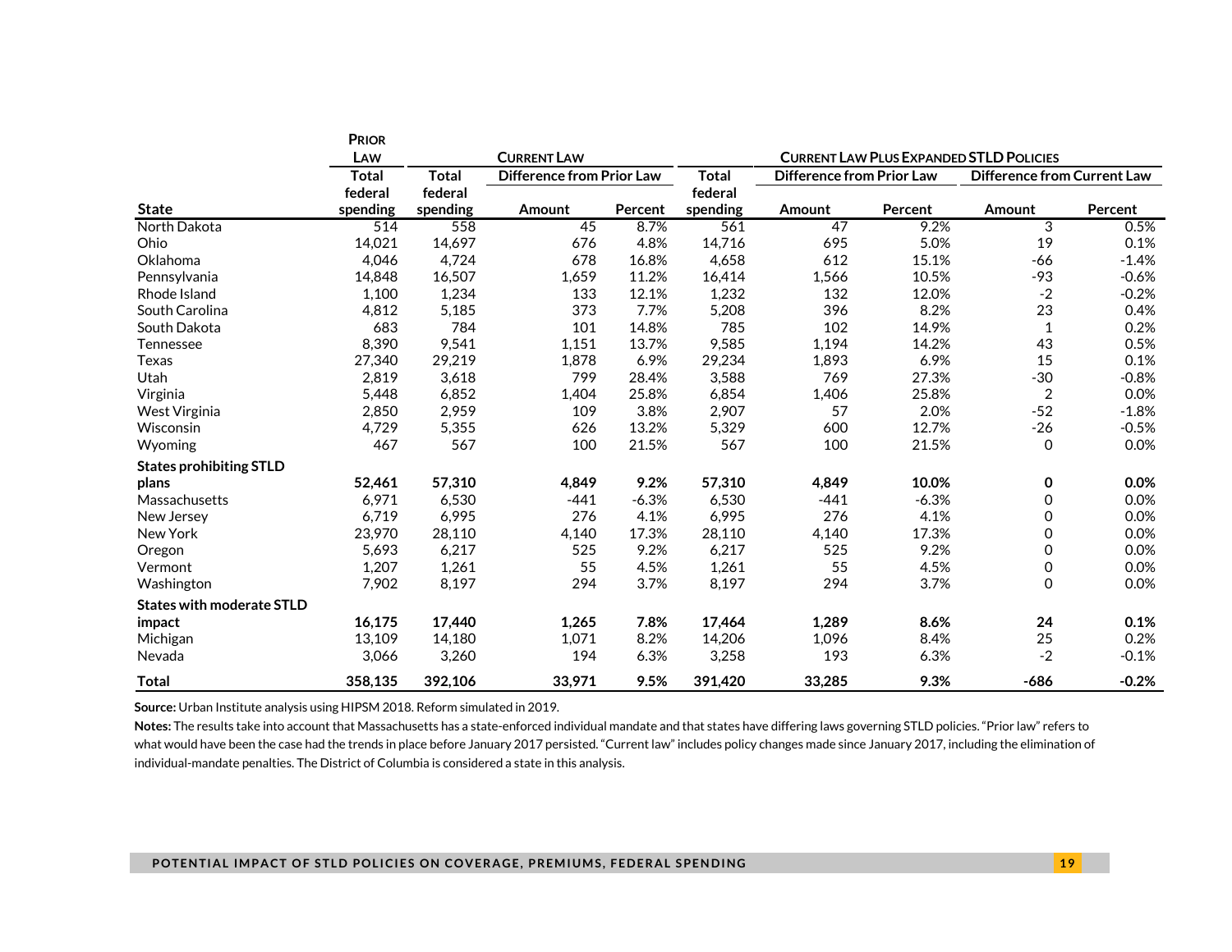| | Prior Law | Current Law | | | Current Law Plus Expanded STLD Policies | | | | |
|---|---|---|---|---|---|---|---|---|---|
| | Total federal spending | Total federal spending | Difference from Prior Law | | Total federal spending | Difference from Prior Law | | Difference from Current Law | |
| State | | | Amount | Percent | | Amount | Percent | Amount | Percent |
| North Dakota | 514 | 558 | 45 | 8.7% | 561 | 47 | 9.2% | 3 | 0.5% |
| Ohio | 14,021 | 14,697 | 676 | 4.8% | 14,716 | 695 | 5.0% | 19 | 0.1% |
| Oklahoma | 4,046 | 4,724 | 678 | 16.8% | 4,658 | 612 | 15.1% | -66 | -1.4% |
| Pennsylvania | 14,848 | 16,507 | 1,659 | 11.2% | 16,414 | 1,566 | 10.5% | -93 | -0.6% |
| Rhode Island | 1,100 | 1,234 | 133 | 12.1% | 1,232 | 132 | 12.0% | -2 | -0.2% |
| South Carolina | 4,812 | 5,185 | 373 | 7.7% | 5,208 | 396 | 8.2% | 23 | 0.4% |
| South Dakota | 683 | 784 | 101 | 14.8% | 785 | 102 | 14.9% | 1 | 0.2% |
| Tennessee | 8,390 | 9,541 | 1,151 | 13.7% | 9,585 | 1,194 | 14.2% | 43 | 0.5% |
| Texas | 27,340 | 29,219 | 1,878 | 6.9% | 29,234 | 1,893 | 6.9% | 15 | 0.1% |
| Utah | 2,819 | 3,618 | 799 | 28.4% | 3,588 | 769 | 27.3% | -30 | -0.8% |
| Virginia | 5,448 | 6,852 | 1,404 | 25.8% | 6,854 | 1,406 | 25.8% | 2 | 0.0% |
| West Virginia | 2,850 | 2,959 | 109 | 3.8% | 2,907 | 57 | 2.0% | -52 | -1.8% |
| Wisconsin | 4,729 | 5,355 | 626 | 13.2% | 5,329 | 600 | 12.7% | -26 | -0.5% |
| Wyoming | 467 | 567 | 100 | 21.5% | 567 | 100 | 21.5% | 0 | 0.0% |
| **States prohibiting STLD plans** | **52,461** | **57,310** | **4,849** | **9.2%** | **57,310** | **4,849** | **10.0%** | **0** | **0.0%** |
| Massachusetts | 6,971 | 6,530 | -441 | -6.3% | 6,530 | -441 | -6.3% | 0 | 0.0% |
| New Jersey | 6,719 | 6,995 | 276 | 4.1% | 6,995 | 276 | 4.1% | 0 | 0.0% |
| New York | 23,970 | 28,110 | 4,140 | 17.3% | 28,110 | 4,140 | 17.3% | 0 | 0.0% |
| Oregon | 5,693 | 6,217 | 525 | 9.2% | 6,217 | 525 | 9.2% | 0 | 0.0% |
| Vermont | 1,207 | 1,261 | 55 | 4.5% | 1,261 | 55 | 4.5% | 0 | 0.0% |
| Washington | 7,902 | 8,197 | 294 | 3.7% | 8,197 | 294 | 3.7% | 0 | 0.0% |
| **States with moderate STLD impact** | **16,175** | **17,440** | **1,265** | **7.8%** | **17,464** | **1,289** | **8.6%** | **24** | **0.1%** |
| Michigan | 13,109 | 14,180 | 1,071 | 8.2% | 14,206 | 1,096 | 8.4% | 25 | 0.2% |
| Nevada | 3,066 | 3,260 | 194 | 6.3% | 3,258 | 193 | 6.3% | -2 | -0.1% |
| **Total** | **358,135** | **392,106** | **33,971** | **9.5%** | **391,420** | **33,285** | **9.3%** | **-686** | **-0.2%** |

**Source:** Urban Institute analysis using HIPSM 2018. Reform simulated in 2019.

**Notes:** The results take into account that Massachusetts has a state-enforced individual mandate and that states have differing laws governing STLD policies. "Prior law" refers to what would have been the case had the trends in place before January 2017 persisted. "Current law" includes policy changes made since January 2017, including the elimination of individual-mandate penalties. The District of Columbia is considered a state in this analysis.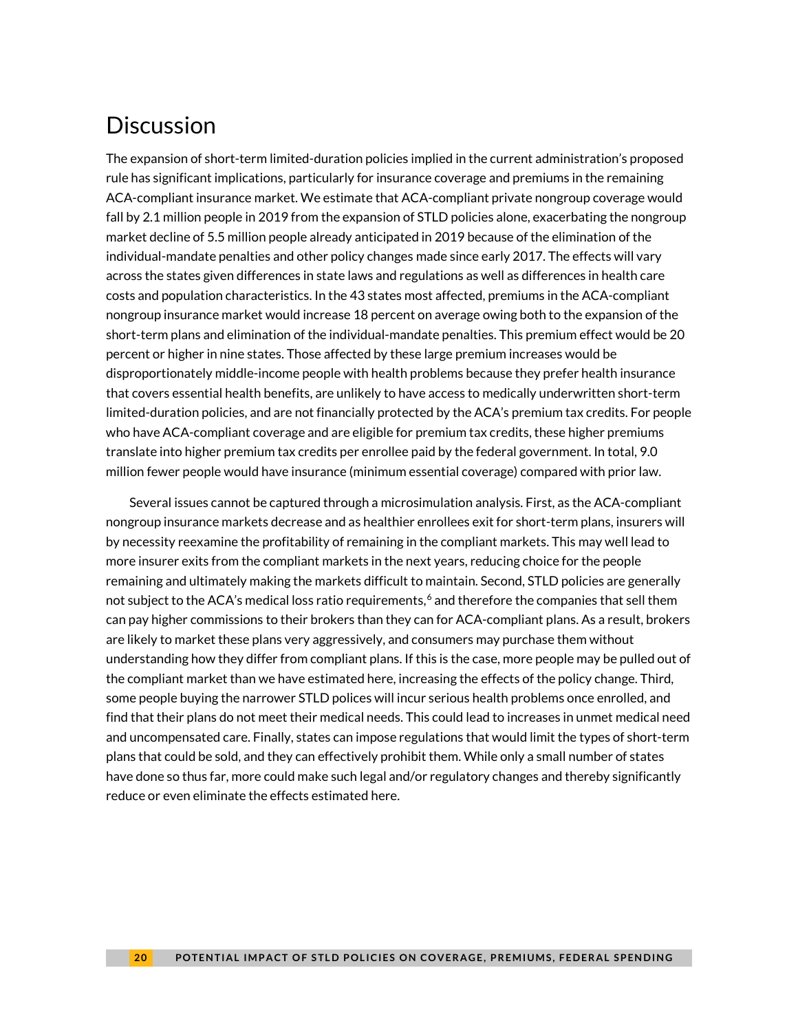# Discussion

The expansion of short-term limited-duration policies implied in the current administration's proposed rule has significant implications, particularly for insurance coverage and premiums in the remaining ACA-compliant insurance market. We estimate that ACA-compliant private nongroup coverage would fall by 2.1 million people in 2019 from the expansion of STLD policies alone, exacerbating the nongroup market decline of 5.5 million people already anticipated in 2019 because of the elimination of the individual-mandate penalties and other policy changes made since early 2017. The effects will vary across the states given differences in state laws and regulations as well as differences in health care costs and population characteristics. In the 43 states most affected, premiums in the ACA-compliant nongroup insurance market would increase 18 percent on average owing both to the expansion of the short-term plans and elimination of the individual-mandate penalties. This premium effect would be 20 percent or higher in nine states. Those affected by these large premium increases would be disproportionately middle-income people with health problems because they prefer health insurance that covers essential health benefits, are unlikely to have access to medically underwritten short-term limited-duration policies, and are not financially protected by the ACA's premium tax credits. For people who have ACA-compliant coverage and are eligible for premium tax credits, these higher premiums translate into higher premium tax credits per enrollee paid by the federal government. In total, 9.0 million fewer people would have insurance (minimum essential coverage) compared with prior law.

Several issues cannot be captured through a microsimulation analysis. First, as the ACA-compliant nongroup insurance markets decrease and as healthier enrollees exit for short-term plans, insurers will by necessity reexamine the profitability of remaining in the compliant markets. This may well lead to more insurer exits from the compliant markets in the next years, reducing choice for the people remaining and ultimately making the markets difficult to maintain. Second, STLD policies are generally not subject to the ACA's medical loss ratio requirements,[6] and therefore the companies that sell them can pay higher commissions to their brokers than they can for ACA-compliant plans. As a result, brokers are likely to market these plans very aggressively, and consumers may purchase them without understanding how they differ from compliant plans. If this is the case, more people may be pulled out of the compliant market than we have estimated here, increasing the effects of the policy change. Third, some people buying the narrower STLD polices will incur serious health problems once enrolled, and find that their plans do not meet their medical needs. This could lead to increases in unmet medical need and uncompensated care. Finally, states can impose regulations that would limit the types of short-term plans that could be sold, and they can effectively prohibit them. While only a small number of states have done so thus far, more could make such legal and/or regulatory changes and thereby significantly reduce or even eliminate the effects estimated here.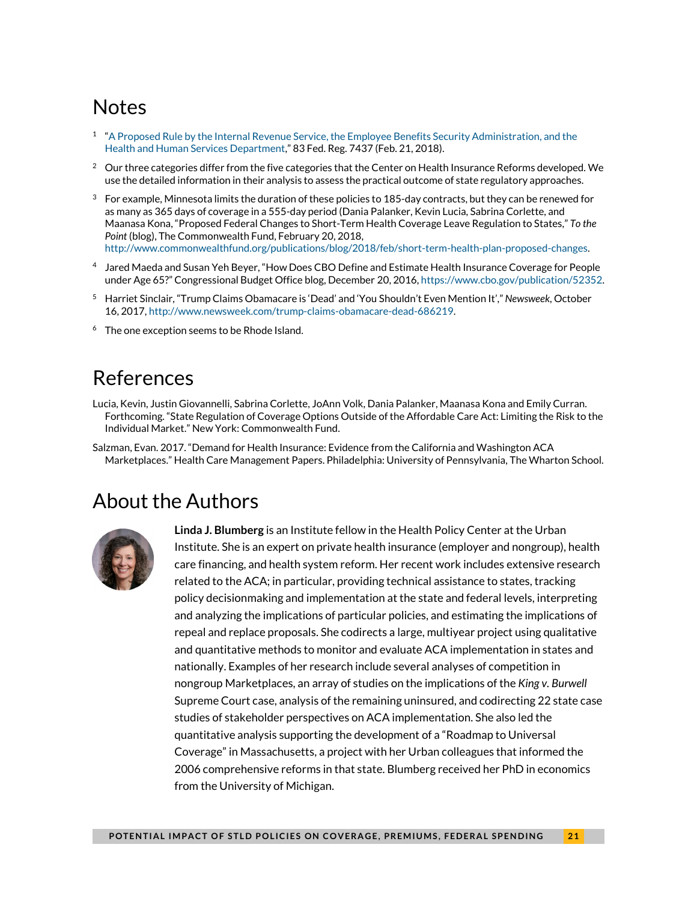# Notes

1. "A Proposed Rule by the Internal Revenue Service, the Employee Benefits Security Administration, and the Health and Human Services Department," 83 Fed. Reg. 7437 (Feb. 21, 2018).
2. Our three categories differ from the five categories that the Center on Health Insurance Reforms developed. We use the detailed information in their analysis to assess the practical outcome of state regulatory approaches.
3. For example, Minnesota limits the duration of these policies to 185-day contracts, but they can be renewed for as many as 365 days of coverage in a 555-day period (Dania Palanker, Kevin Lucia, Sabrina Corlette, and Maanasa Kona, "Proposed Federal Changes to Short-Term Health Coverage Leave Regulation to States," *To the Point* (blog), The Commonwealth Fund, February 20, 2018, http://www.commonwealthfund.org/publications/blog/2018/feb/short-term-health-plan-proposed-changes.
4. Jared Maeda and Susan Yeh Beyer, "How Does CBO Define and Estimate Health Insurance Coverage for People under Age 65?" Congressional Budget Office blog, December 20, 2016, https://www.cbo.gov/publication/52352.
5. Harriet Sinclair, "Trump Claims Obamacare is 'Dead' and 'You Shouldn't Even Mention It'," *Newsweek*, October 16, 2017, http://www.newsweek.com/trump-claims-obamacare-dead-686219.
6. The one exception seems to be Rhode Island.

# References

Lucia, Kevin, Justin Giovannelli, Sabrina Corlette, JoAnn Volk, Dania Palanker, Maanasa Kona and Emily Curran. Forthcoming. "State Regulation of Coverage Options Outside of the Affordable Care Act: Limiting the Risk to the Individual Market." New York: Commonwealth Fund.

Salzman, Evan. 2017. "Demand for Health Insurance: Evidence from the California and Washington ACA Marketplaces." Health Care Management Papers. Philadelphia: University of Pennsylvania, The Wharton School.

# About the Authors

**Linda J. Blumberg** is an Institute fellow in the Health Policy Center at the Urban Institute. She is an expert on private health insurance (employer and nongroup), health care financing, and health system reform. Her recent work includes extensive research related to the ACA; in particular, providing technical assistance to states, tracking policy decisionmaking and implementation at the state and federal levels, interpreting and analyzing the implications of particular policies, and estimating the implications of repeal and replace proposals. She codirects a large, multiyear project using qualitative and quantitative methods to monitor and evaluate ACA implementation in states and nationally. Examples of her research include several analyses of competition in nongroup Marketplaces, an array of studies on the implications of the *King v. Burwell* Supreme Court case, analysis of the remaining uninsured, and codirecting 22 state case studies of stakeholder perspectives on ACA implementation. She also led the quantitative analysis supporting the development of a "Roadmap to Universal Coverage" in Massachusetts, a project with her Urban colleagues that informed the 2006 comprehensive reforms in that state. Blumberg received her PhD in economics from the University of Michigan.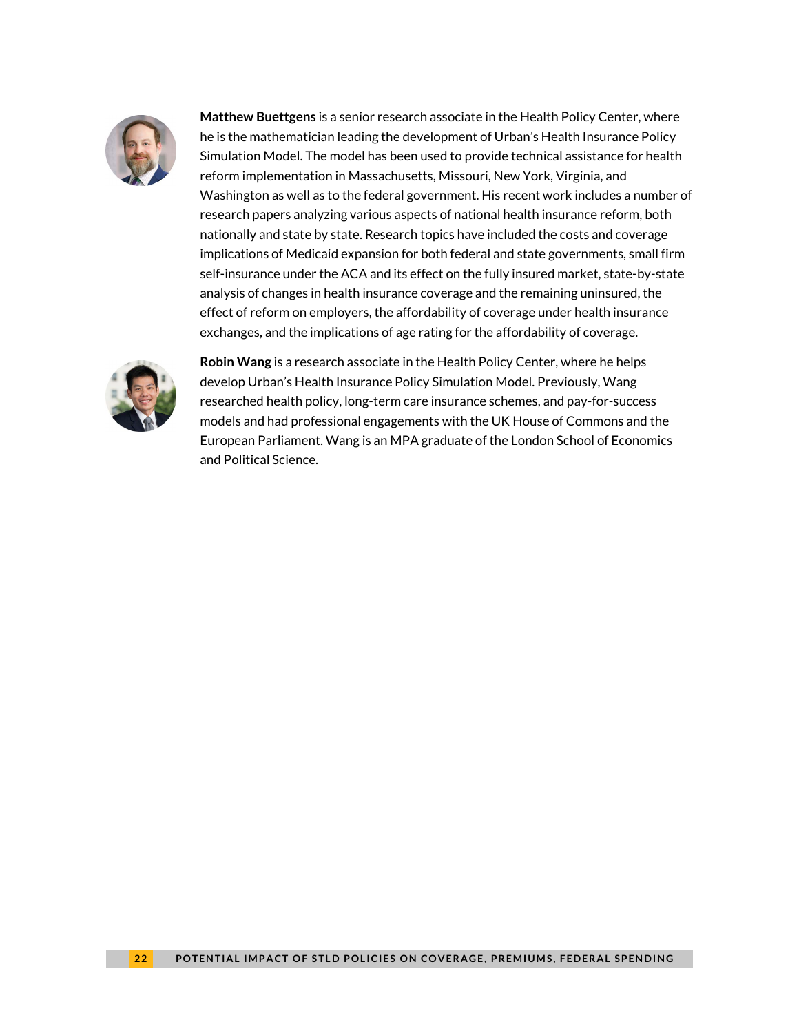**Matthew Buettgens** is a senior research associate in the Health Policy Center, where he is the mathematician leading the development of Urban's Health Insurance Policy Simulation Model. The model has been used to provide technical assistance for health reform implementation in Massachusetts, Missouri, New York, Virginia, and Washington as well as to the federal government. His recent work includes a number of research papers analyzing various aspects of national health insurance reform, both nationally and state by state. Research topics have included the costs and coverage implications of Medicaid expansion for both federal and state governments, small firm self-insurance under the ACA and its effect on the fully insured market, state-by-state analysis of changes in health insurance coverage and the remaining uninsured, the effect of reform on employers, the affordability of coverage under health insurance exchanges, and the implications of age rating for the affordability of coverage.

**Robin Wang** is a research associate in the Health Policy Center, where he helps develop Urban's Health Insurance Policy Simulation Model. Previously, Wang researched health policy, long-term care insurance schemes, and pay-for-success models and had professional engagements with the UK House of Commons and the European Parliament. Wang is an MPA graduate of the London School of Economics and Political Science.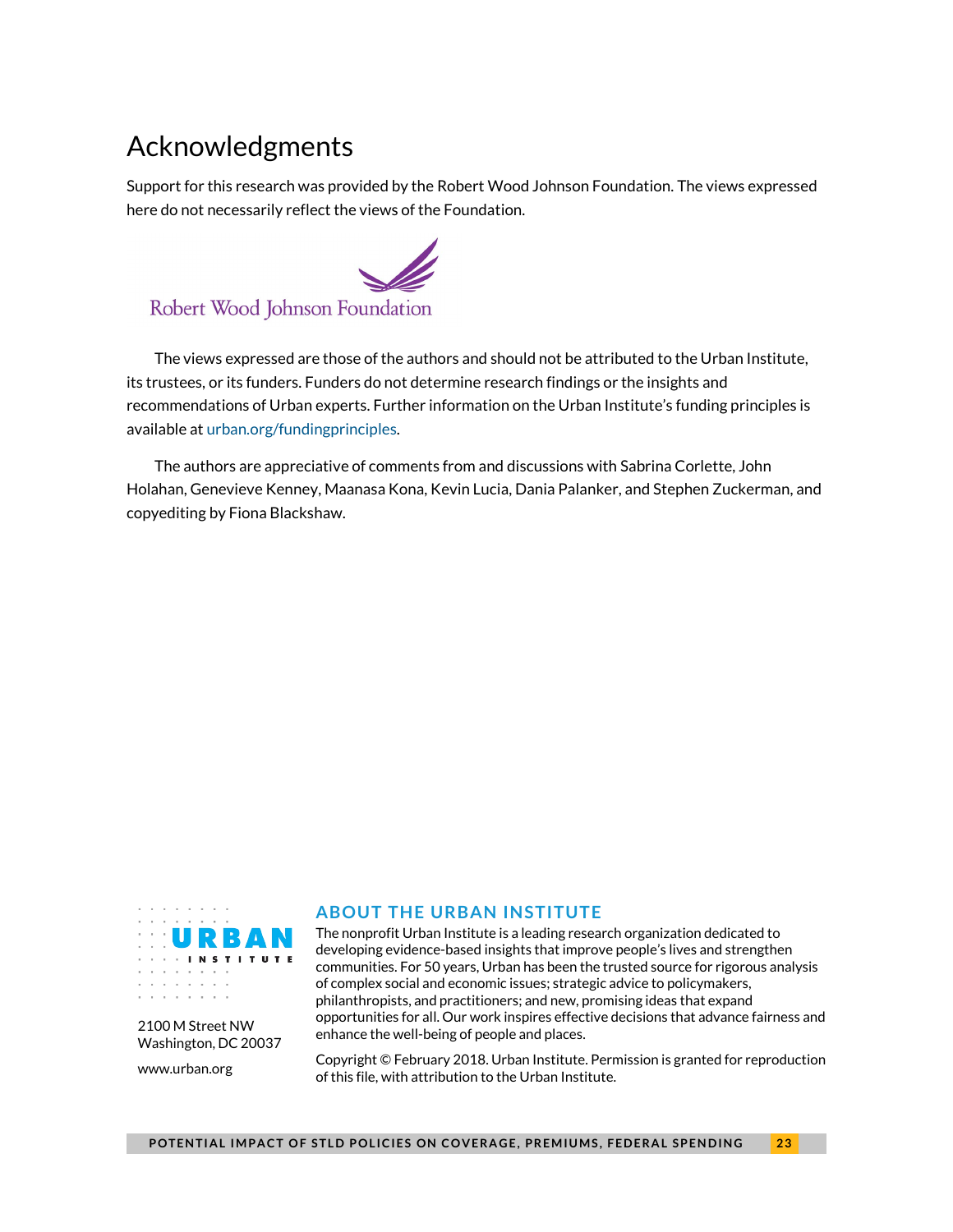# Acknowledgments

Support for this research was provided by the Robert Wood Johnson Foundation. The views expressed here do not necessarily reflect the views of the Foundation.

Robert Wood Johnson Foundation

The views expressed are those of the authors and should not be attributed to the Urban Institute, its trustees, or its funders. Funders do not determine research findings or the insights and recommendations of Urban experts. Further information on the Urban Institute's funding principles is available at urban.org/fundingprinciples.

The authors are appreciative of comments from and discussions with Sabrina Corlette, John Holahan, Genevieve Kenney, Maanasa Kona, Kevin Lucia, Dania Palanker, and Stephen Zuckerman, and copyediting by Fiona Blackshaw.

URBAN INSTITUTE

2100 M Street NW
Washington, DC 20037

www.urban.org

## ABOUT THE URBAN INSTITUTE

The nonprofit Urban Institute is a leading research organization dedicated to developing evidence-based insights that improve people's lives and strengthen communities. For 50 years, Urban has been the trusted source for rigorous analysis of complex social and economic issues; strategic advice to policymakers, philanthropists, and practitioners; and new, promising ideas that expand opportunities for all. Our work inspires effective decisions that advance fairness and enhance the well-being of people and places.

Copyright © February 2018. Urban Institute. Permission is granted for reproduction of this file, with attribution to the Urban Institute.